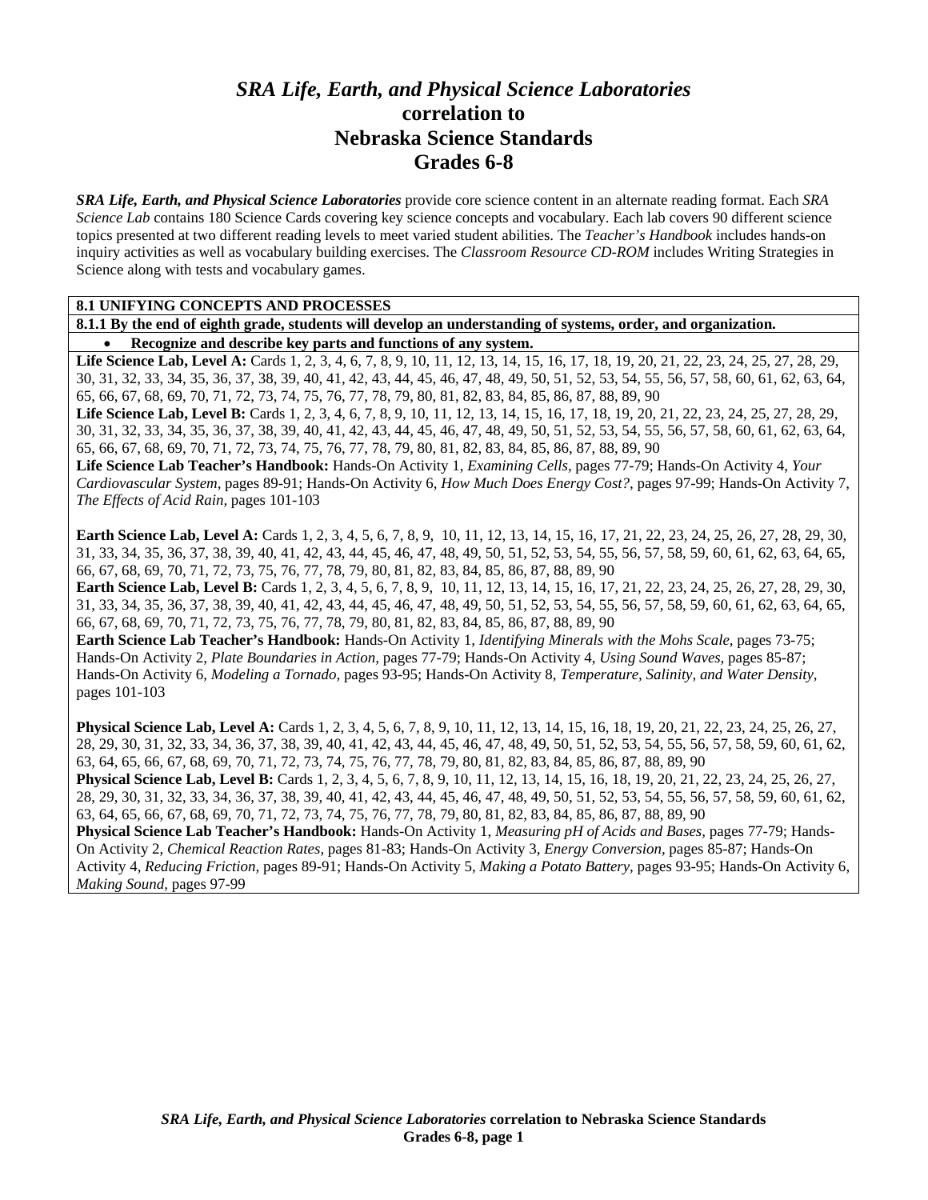# *SRA Life, Earth, and Physical Science Laboratories*
## correlation to
## Nebraska Science Standards
## Grades 6-8

***SRA Life, Earth, and Physical Science Laboratories*** provide core science content in an alternate reading format. Each *SRA Science Lab* contains 180 Science Cards covering key science concepts and vocabulary. Each lab covers 90 different science topics presented at two different reading levels to meet varied student abilities. The *Teacher's Handbook* includes hands-on inquiry activities as well as vocabulary building exercises. The *Classroom Resource CD-ROM* includes Writing Strategies in Science along with tests and vocabulary games.

**8.1 UNIFYING CONCEPTS AND PROCESSES**

**8.1.1 By the end of eighth grade, students will develop an understanding of systems, order, and organization.**

- **Recognize and describe key parts and functions of any system.**

**Life Science Lab, Level A:** Cards 1, 2, 3, 4, 6, 7, 8, 9, 10, 11, 12, 13, 14, 15, 16, 17, 18, 19, 20, 21, 22, 23, 24, 25, 27, 28, 29, 30, 31, 32, 33, 34, 35, 36, 37, 38, 39, 40, 41, 42, 43, 44, 45, 46, 47, 48, 49, 50, 51, 52, 53, 54, 55, 56, 57, 58, 60, 61, 62, 63, 64, 65, 66, 67, 68, 69, 70, 71, 72, 73, 74, 75, 76, 77, 78, 79, 80, 81, 82, 83, 84, 85, 86, 87, 88, 89, 90

**Life Science Lab, Level B:** Cards 1, 2, 3, 4, 6, 7, 8, 9, 10, 11, 12, 13, 14, 15, 16, 17, 18, 19, 20, 21, 22, 23, 24, 25, 27, 28, 29, 30, 31, 32, 33, 34, 35, 36, 37, 38, 39, 40, 41, 42, 43, 44, 45, 46, 47, 48, 49, 50, 51, 52, 53, 54, 55, 56, 57, 58, 60, 61, 62, 63, 64, 65, 66, 67, 68, 69, 70, 71, 72, 73, 74, 75, 76, 77, 78, 79, 80, 81, 82, 83, 84, 85, 86, 87, 88, 89, 90

**Life Science Lab Teacher's Handbook:** Hands-On Activity 1, *Examining Cells*, pages 77-79; Hands-On Activity 4, *Your Cardiovascular System,* pages 89-91; Hands-On Activity 6, *How Much Does Energy Cost?,* pages 97-99; Hands-On Activity 7, *The Effects of Acid Rain,* pages 101-103

**Earth Science Lab, Level A:** Cards 1, 2, 3, 4, 5, 6, 7, 8, 9, 10, 11, 12, 13, 14, 15, 16, 17, 21, 22, 23, 24, 25, 26, 27, 28, 29, 30, 31, 33, 34, 35, 36, 37, 38, 39, 40, 41, 42, 43, 44, 45, 46, 47, 48, 49, 50, 51, 52, 53, 54, 55, 56, 57, 58, 59, 60, 61, 62, 63, 64, 65, 66, 67, 68, 69, 70, 71, 72, 73, 75, 76, 77, 78, 79, 80, 81, 82, 83, 84, 85, 86, 87, 88, 89, 90

**Earth Science Lab, Level B:** Cards 1, 2, 3, 4, 5, 6, 7, 8, 9, 10, 11, 12, 13, 14, 15, 16, 17, 21, 22, 23, 24, 25, 26, 27, 28, 29, 30, 31, 33, 34, 35, 36, 37, 38, 39, 40, 41, 42, 43, 44, 45, 46, 47, 48, 49, 50, 51, 52, 53, 54, 55, 56, 57, 58, 59, 60, 61, 62, 63, 64, 65, 66, 67, 68, 69, 70, 71, 72, 73, 75, 76, 77, 78, 79, 80, 81, 82, 83, 84, 85, 86, 87, 88, 89, 90

**Earth Science Lab Teacher's Handbook:** Hands-On Activity 1, *Identifying Minerals with the Mohs Scale,* pages 73-75; Hands-On Activity 2, *Plate Boundaries in Action,* pages 77-79; Hands-On Activity 4, *Using Sound Waves,* pages 85-87; Hands-On Activity 6, *Modeling a Tornado,* pages 93-95; Hands-On Activity 8, *Temperature, Salinity, and Water Density,* pages 101-103

**Physical Science Lab, Level A:** Cards 1, 2, 3, 4, 5, 6, 7, 8, 9, 10, 11, 12, 13, 14, 15, 16, 18, 19, 20, 21, 22, 23, 24, 25, 26, 27, 28, 29, 30, 31, 32, 33, 34, 36, 37, 38, 39, 40, 41, 42, 43, 44, 45, 46, 47, 48, 49, 50, 51, 52, 53, 54, 55, 56, 57, 58, 59, 60, 61, 62, 63, 64, 65, 66, 67, 68, 69, 70, 71, 72, 73, 74, 75, 76, 77, 78, 79, 80, 81, 82, 83, 84, 85, 86, 87, 88, 89, 90

**Physical Science Lab, Level B:** Cards 1, 2, 3, 4, 5, 6, 7, 8, 9, 10, 11, 12, 13, 14, 15, 16, 18, 19, 20, 21, 22, 23, 24, 25, 26, 27, 28, 29, 30, 31, 32, 33, 34, 36, 37, 38, 39, 40, 41, 42, 43, 44, 45, 46, 47, 48, 49, 50, 51, 52, 53, 54, 55, 56, 57, 58, 59, 60, 61, 62, 63, 64, 65, 66, 67, 68, 69, 70, 71, 72, 73, 74, 75, 76, 77, 78, 79, 80, 81, 82, 83, 84, 85, 86, 87, 88, 89, 90

**Physical Science Lab Teacher's Handbook:** Hands-On Activity 1, *Measuring pH of Acids and Bases,* pages 77-79; Hands-On Activity 2, *Chemical Reaction Rates,* pages 81-83; Hands-On Activity 3, *Energy Conversion,* pages 85-87; Hands-On Activity 4, *Reducing Friction,* pages 89-91; Hands-On Activity 5, *Making a Potato Battery,* pages 93-95; Hands-On Activity 6, *Making Sound,* pages 97-99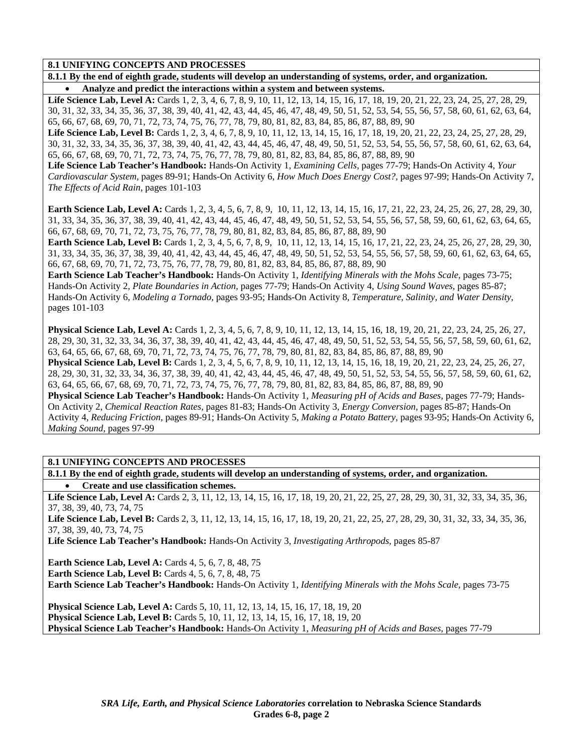**8.1 UNIFYING CONCEPTS AND PROCESSES**

**8.1.1 By the end of eighth grade, students will develop an understanding of systems, order, and organization.**

- **Analyze and predict the interactions within a system and between systems.**

**Life Science Lab, Level A:** Cards 1, 2, 3, 4, 6, 7, 8, 9, 10, 11, 12, 13, 14, 15, 16, 17, 18, 19, 20, 21, 22, 23, 24, 25, 27, 28, 29, 30, 31, 32, 33, 34, 35, 36, 37, 38, 39, 40, 41, 42, 43, 44, 45, 46, 47, 48, 49, 50, 51, 52, 53, 54, 55, 56, 57, 58, 60, 61, 62, 63, 64, 65, 66, 67, 68, 69, 70, 71, 72, 73, 74, 75, 76, 77, 78, 79, 80, 81, 82, 83, 84, 85, 86, 87, 88, 89, 90
**Life Science Lab, Level B:** Cards 1, 2, 3, 4, 6, 7, 8, 9, 10, 11, 12, 13, 14, 15, 16, 17, 18, 19, 20, 21, 22, 23, 24, 25, 27, 28, 29, 30, 31, 32, 33, 34, 35, 36, 37, 38, 39, 40, 41, 42, 43, 44, 45, 46, 47, 48, 49, 50, 51, 52, 53, 54, 55, 56, 57, 58, 60, 61, 62, 63, 64, 65, 66, 67, 68, 69, 70, 71, 72, 73, 74, 75, 76, 77, 78, 79, 80, 81, 82, 83, 84, 85, 86, 87, 88, 89, 90
**Life Science Lab Teacher's Handbook:** Hands-On Activity 1, *Examining Cells,* pages 77-79; Hands-On Activity 4, *Your Cardiovascular System,* pages 89-91; Hands-On Activity 6, *How Much Does Energy Cost?,* pages 97-99; Hands-On Activity 7, *The Effects of Acid Rain,* pages 101-103

**Earth Science Lab, Level A:** Cards 1, 2, 3, 4, 5, 6, 7, 8, 9, 10, 11, 12, 13, 14, 15, 16, 17, 21, 22, 23, 24, 25, 26, 27, 28, 29, 30, 31, 33, 34, 35, 36, 37, 38, 39, 40, 41, 42, 43, 44, 45, 46, 47, 48, 49, 50, 51, 52, 53, 54, 55, 56, 57, 58, 59, 60, 61, 62, 63, 64, 65, 66, 67, 68, 69, 70, 71, 72, 73, 75, 76, 77, 78, 79, 80, 81, 82, 83, 84, 85, 86, 87, 88, 89, 90
**Earth Science Lab, Level B:** Cards 1, 2, 3, 4, 5, 6, 7, 8, 9, 10, 11, 12, 13, 14, 15, 16, 17, 21, 22, 23, 24, 25, 26, 27, 28, 29, 30, 31, 33, 34, 35, 36, 37, 38, 39, 40, 41, 42, 43, 44, 45, 46, 47, 48, 49, 50, 51, 52, 53, 54, 55, 56, 57, 58, 59, 60, 61, 62, 63, 64, 65, 66, 67, 68, 69, 70, 71, 72, 73, 75, 76, 77, 78, 79, 80, 81, 82, 83, 84, 85, 86, 87, 88, 89, 90
**Earth Science Lab Teacher's Handbook:** Hands-On Activity 1, *Identifying Minerals with the Mohs Scale,* pages 73-75; Hands-On Activity 2, *Plate Boundaries in Action,* pages 77-79; Hands-On Activity 4, *Using Sound Waves,* pages 85-87; Hands-On Activity 6, *Modeling a Tornado,* pages 93-95; Hands-On Activity 8, *Temperature, Salinity, and Water Density,* pages 101-103

**Physical Science Lab, Level A:** Cards 1, 2, 3, 4, 5, 6, 7, 8, 9, 10, 11, 12, 13, 14, 15, 16, 18, 19, 20, 21, 22, 23, 24, 25, 26, 27, 28, 29, 30, 31, 32, 33, 34, 36, 37, 38, 39, 40, 41, 42, 43, 44, 45, 46, 47, 48, 49, 50, 51, 52, 53, 54, 55, 56, 57, 58, 59, 60, 61, 62, 63, 64, 65, 66, 67, 68, 69, 70, 71, 72, 73, 74, 75, 76, 77, 78, 79, 80, 81, 82, 83, 84, 85, 86, 87, 88, 89, 90
**Physical Science Lab, Level B:** Cards 1, 2, 3, 4, 5, 6, 7, 8, 9, 10, 11, 12, 13, 14, 15, 16, 18, 19, 20, 21, 22, 23, 24, 25, 26, 27, 28, 29, 30, 31, 32, 33, 34, 36, 37, 38, 39, 40, 41, 42, 43, 44, 45, 46, 47, 48, 49, 50, 51, 52, 53, 54, 55, 56, 57, 58, 59, 60, 61, 62, 63, 64, 65, 66, 67, 68, 69, 70, 71, 72, 73, 74, 75, 76, 77, 78, 79, 80, 81, 82, 83, 84, 85, 86, 87, 88, 89, 90
**Physical Science Lab Teacher's Handbook:** Hands-On Activity 1, *Measuring pH of Acids and Bases,* pages 77-79; Hands-On Activity 2, *Chemical Reaction Rates,* pages 81-83; Hands-On Activity 3, *Energy Conversion,* pages 85-87; Hands-On Activity 4, *Reducing Friction,* pages 89-91; Hands-On Activity 5, *Making a Potato Battery,* pages 93-95; Hands-On Activity 6, *Making Sound,* pages 97-99

**8.1 UNIFYING CONCEPTS AND PROCESSES**

**8.1.1 By the end of eighth grade, students will develop an understanding of systems, order, and organization.**

- **Create and use classification schemes.**

**Life Science Lab, Level A:** Cards 2, 3, 11, 12, 13, 14, 15, 16, 17, 18, 19, 20, 21, 22, 25, 27, 28, 29, 30, 31, 32, 33, 34, 35, 36, 37, 38, 39, 40, 73, 74, 75
**Life Science Lab, Level B:** Cards 2, 3, 11, 12, 13, 14, 15, 16, 17, 18, 19, 20, 21, 22, 25, 27, 28, 29, 30, 31, 32, 33, 34, 35, 36, 37, 38, 39, 40, 73, 74, 75
**Life Science Lab Teacher's Handbook:** Hands-On Activity 3, *Investigating Arthropods,* pages 85-87

**Earth Science Lab, Level A:** Cards 4, 5, 6, 7, 8, 48, 75
**Earth Science Lab, Level B:** Cards 4, 5, 6, 7, 8, 48, 75
**Earth Science Lab Teacher's Handbook:** Hands-On Activity 1, *Identifying Minerals with the Mohs Scale,* pages 73-75

**Physical Science Lab, Level A:** Cards 5, 10, 11, 12, 13, 14, 15, 16, 17, 18, 19, 20
**Physical Science Lab, Level B:** Cards 5, 10, 11, 12, 13, 14, 15, 16, 17, 18, 19, 20
**Physical Science Lab Teacher's Handbook:** Hands-On Activity 1, *Measuring pH of Acids and Bases,* pages 77-79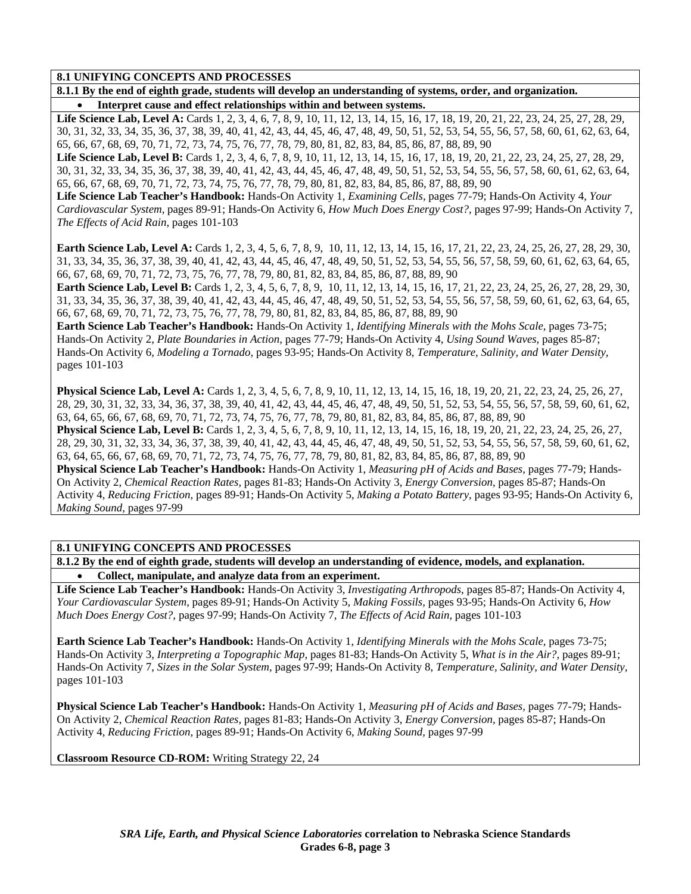**8.1 UNIFYING CONCEPTS AND PROCESSES**

**8.1.1 By the end of eighth grade, students will develop an understanding of systems, order, and organization.**

- **Interpret cause and effect relationships within and between systems.**

**Life Science Lab, Level A:** Cards 1, 2, 3, 4, 6, 7, 8, 9, 10, 11, 12, 13, 14, 15, 16, 17, 18, 19, 20, 21, 22, 23, 24, 25, 27, 28, 29, 30, 31, 32, 33, 34, 35, 36, 37, 38, 39, 40, 41, 42, 43, 44, 45, 46, 47, 48, 49, 50, 51, 52, 53, 54, 55, 56, 57, 58, 60, 61, 62, 63, 64, 65, 66, 67, 68, 69, 70, 71, 72, 73, 74, 75, 76, 77, 78, 79, 80, 81, 82, 83, 84, 85, 86, 87, 88, 89, 90
**Life Science Lab, Level B:** Cards 1, 2, 3, 4, 6, 7, 8, 9, 10, 11, 12, 13, 14, 15, 16, 17, 18, 19, 20, 21, 22, 23, 24, 25, 27, 28, 29, 30, 31, 32, 33, 34, 35, 36, 37, 38, 39, 40, 41, 42, 43, 44, 45, 46, 47, 48, 49, 50, 51, 52, 53, 54, 55, 56, 57, 58, 60, 61, 62, 63, 64, 65, 66, 67, 68, 69, 70, 71, 72, 73, 74, 75, 76, 77, 78, 79, 80, 81, 82, 83, 84, 85, 86, 87, 88, 89, 90
**Life Science Lab Teacher's Handbook:** Hands-On Activity 1, *Examining Cells,* pages 77-79; Hands-On Activity 4, *Your Cardiovascular System,* pages 89-91; Hands-On Activity 6, *How Much Does Energy Cost?*, pages 97-99; Hands-On Activity 7, *The Effects of Acid Rain,* pages 101-103

**Earth Science Lab, Level A:** Cards 1, 2, 3, 4, 5, 6, 7, 8, 9, 10, 11, 12, 13, 14, 15, 16, 17, 21, 22, 23, 24, 25, 26, 27, 28, 29, 30, 31, 33, 34, 35, 36, 37, 38, 39, 40, 41, 42, 43, 44, 45, 46, 47, 48, 49, 50, 51, 52, 53, 54, 55, 56, 57, 58, 59, 60, 61, 62, 63, 64, 65, 66, 67, 68, 69, 70, 71, 72, 73, 75, 76, 77, 78, 79, 80, 81, 82, 83, 84, 85, 86, 87, 88, 89, 90
**Earth Science Lab, Level B:** Cards 1, 2, 3, 4, 5, 6, 7, 8, 9, 10, 11, 12, 13, 14, 15, 16, 17, 21, 22, 23, 24, 25, 26, 27, 28, 29, 30, 31, 33, 34, 35, 36, 37, 38, 39, 40, 41, 42, 43, 44, 45, 46, 47, 48, 49, 50, 51, 52, 53, 54, 55, 56, 57, 58, 59, 60, 61, 62, 63, 64, 65, 66, 67, 68, 69, 70, 71, 72, 73, 75, 76, 77, 78, 79, 80, 81, 82, 83, 84, 85, 86, 87, 88, 89, 90
**Earth Science Lab Teacher's Handbook:** Hands-On Activity 1, *Identifying Minerals with the Mohs Scale,* pages 73-75; Hands-On Activity 2, *Plate Boundaries in Action,* pages 77-79; Hands-On Activity 4, *Using Sound Waves,* pages 85-87; Hands-On Activity 6, *Modeling a Tornado,* pages 93-95; Hands-On Activity 8, *Temperature, Salinity, and Water Density,* pages 101-103

**Physical Science Lab, Level A:** Cards 1, 2, 3, 4, 5, 6, 7, 8, 9, 10, 11, 12, 13, 14, 15, 16, 18, 19, 20, 21, 22, 23, 24, 25, 26, 27, 28, 29, 30, 31, 32, 33, 34, 36, 37, 38, 39, 40, 41, 42, 43, 44, 45, 46, 47, 48, 49, 50, 51, 52, 53, 54, 55, 56, 57, 58, 59, 60, 61, 62, 63, 64, 65, 66, 67, 68, 69, 70, 71, 72, 73, 74, 75, 76, 77, 78, 79, 80, 81, 82, 83, 84, 85, 86, 87, 88, 89, 90
**Physical Science Lab, Level B:** Cards 1, 2, 3, 4, 5, 6, 7, 8, 9, 10, 11, 12, 13, 14, 15, 16, 18, 19, 20, 21, 22, 23, 24, 25, 26, 27, 28, 29, 30, 31, 32, 33, 34, 36, 37, 38, 39, 40, 41, 42, 43, 44, 45, 46, 47, 48, 49, 50, 51, 52, 53, 54, 55, 56, 57, 58, 59, 60, 61, 62, 63, 64, 65, 66, 67, 68, 69, 70, 71, 72, 73, 74, 75, 76, 77, 78, 79, 80, 81, 82, 83, 84, 85, 86, 87, 88, 89, 90
**Physical Science Lab Teacher's Handbook:** Hands-On Activity 1, *Measuring pH of Acids and Bases,* pages 77-79; Hands-On Activity 2, *Chemical Reaction Rates,* pages 81-83; Hands-On Activity 3, *Energy Conversion,* pages 85-87; Hands-On Activity 4, *Reducing Friction,* pages 89-91; Hands-On Activity 5, *Making a Potato Battery*, pages 93-95; Hands-On Activity 6, *Making Sound,* pages 97-99

**8.1 UNIFYING CONCEPTS AND PROCESSES**

**8.1.2 By the end of eighth grade, students will develop an understanding of evidence, models, and explanation.**

- **Collect, manipulate, and analyze data from an experiment.**

**Life Science Lab Teacher's Handbook:** Hands-On Activity 3, *Investigating Arthropods,* pages 85-87; Hands-On Activity 4, *Your Cardiovascular System,* pages 89-91; Hands-On Activity 5, *Making Fossils,* pages 93-95; Hands-On Activity 6, *How Much Does Energy Cost?*, pages 97-99; Hands-On Activity 7, *The Effects of Acid Rain,* pages 101-103

**Earth Science Lab Teacher's Handbook:** Hands-On Activity 1, *Identifying Minerals with the Mohs Scale,* pages 73-75; Hands-On Activity 3, *Interpreting a Topographic Map,* pages 81-83; Hands-On Activity 5, *What is in the Air?,* pages 89-91; Hands-On Activity 7, *Sizes in the Solar System,* pages 97-99; Hands-On Activity 8, *Temperature, Salinity, and Water Density,* pages 101-103

**Physical Science Lab Teacher's Handbook:** Hands-On Activity 1, *Measuring pH of Acids and Bases*, pages 77-79; Hands-On Activity 2, *Chemical Reaction Rates,* pages 81-83; Hands-On Activity 3, *Energy Conversion,* pages 85-87; Hands-On Activity 4, *Reducing Friction,* pages 89-91; Hands-On Activity 6, *Making Sound,* pages 97-99

**Classroom Resource CD-ROM:** Writing Strategy 22, 24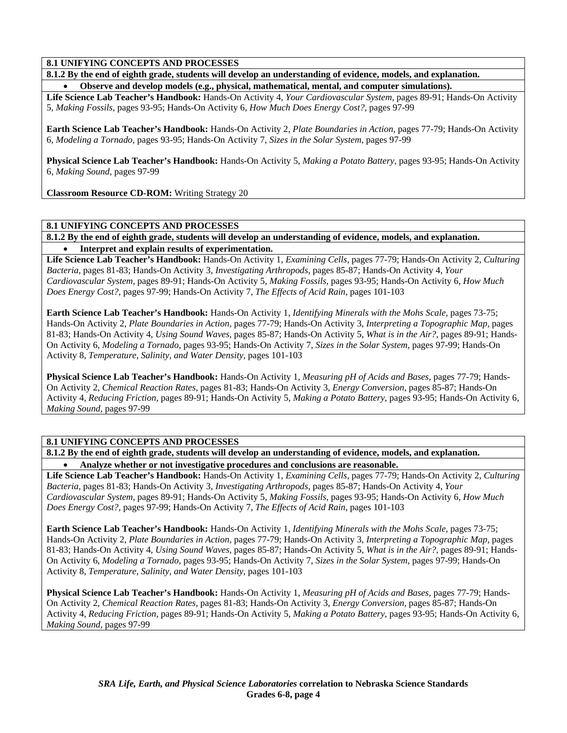**8.1 UNIFYING CONCEPTS AND PROCESSES**

**8.1.2 By the end of eighth grade, students will develop an understanding of evidence, models, and explanation.**

- **Observe and develop models (e.g., physical, mathematical, mental, and computer simulations).**

**Life Science Lab Teacher's Handbook:** Hands-On Activity 4, *Your Cardiovascular System,* pages 89-91; Hands-On Activity 5, *Making Fossils,* pages 93-95; Hands-On Activity 6, *How Much Does Energy Cost?,* pages 97-99

**Earth Science Lab Teacher's Handbook:** Hands-On Activity 2, *Plate Boundaries in Action,* pages 77-79; Hands-On Activity 6, *Modeling a Tornado,* pages 93-95; Hands-On Activity 7, *Sizes in the Solar System,* pages 97-99

**Physical Science Lab Teacher's Handbook:** Hands-On Activity 5, *Making a Potato Battery,* pages 93-95; Hands-On Activity 6, *Making Sound,* pages 97-99

**Classroom Resource CD-ROM:** Writing Strategy 20

**8.1 UNIFYING CONCEPTS AND PROCESSES**

**8.1.2 By the end of eighth grade, students will develop an understanding of evidence, models, and explanation.**

- **Interpret and explain results of experimentation.**

**Life Science Lab Teacher's Handbook:** Hands-On Activity 1, *Examining Cells,* pages 77-79; Hands-On Activity 2, *Culturing Bacteria,* pages 81-83; Hands-On Activity 3, *Investigating Arthropods,* pages 85-87; Hands-On Activity 4, *Your Cardiovascular System,* pages 89-91; Hands-On Activity 5, *Making Fossils,* pages 93-95; Hands-On Activity 6, *How Much Does Energy Cost?,* pages 97-99; Hands-On Activity 7, *The Effects of Acid Rain,* pages 101-103

**Earth Science Lab Teacher's Handbook:** Hands-On Activity 1, *Identifying Minerals with the Mohs Scale,* pages 73-75; Hands-On Activity 2, *Plate Boundaries in Action,* pages 77-79; Hands-On Activity 3, *Interpreting a Topographic Map,* pages 81-83; Hands-On Activity 4, *Using Sound Waves,* pages 85-87; Hands-On Activity 5, *What is in the Air?,* pages 89-91; Hands-On Activity 6, *Modeling a Tornado,* pages 93-95; Hands-On Activity 7, *Sizes in the Solar System,* pages 97-99; Hands-On Activity 8, *Temperature, Salinity, and Water Density,* pages 101-103

**Physical Science Lab Teacher's Handbook:** Hands-On Activity 1, *Measuring pH of Acids and Bases,* pages 77-79; Hands-On Activity 2, *Chemical Reaction Rates,* pages 81-83; Hands-On Activity 3, *Energy Conversion,* pages 85-87; Hands-On Activity 4, *Reducing Friction,* pages 89-91; Hands-On Activity 5, *Making a Potato Battery,* pages 93-95; Hands-On Activity 6, *Making Sound,* pages 97-99

**8.1 UNIFYING CONCEPTS AND PROCESSES**

**8.1.2 By the end of eighth grade, students will develop an understanding of evidence, models, and explanation.**

- **Analyze whether or not investigative procedures and conclusions are reasonable.**

**Life Science Lab Teacher's Handbook:** Hands-On Activity 1, *Examining Cells,* pages 77-79; Hands-On Activity 2, *Culturing Bacteria,* pages 81-83; Hands-On Activity 3, *Investigating Arthropods,* pages 85-87; Hands-On Activity 4, *Your Cardiovascular System,* pages 89-91; Hands-On Activity 5, *Making Fossils,* pages 93-95; Hands-On Activity 6, *How Much Does Energy Cost?,* pages 97-99; Hands-On Activity 7, *The Effects of Acid Rain,* pages 101-103

**Earth Science Lab Teacher's Handbook:** Hands-On Activity 1, *Identifying Minerals with the Mohs Scale,* pages 73-75; Hands-On Activity 2, *Plate Boundaries in Action,* pages 77-79; Hands-On Activity 3, *Interpreting a Topographic Map,* pages 81-83; Hands-On Activity 4, *Using Sound Waves,* pages 85-87; Hands-On Activity 5, *What is in the Air?,* pages 89-91; Hands-On Activity 6, *Modeling a Tornado,* pages 93-95; Hands-On Activity 7, *Sizes in the Solar System,* pages 97-99; Hands-On Activity 8, *Temperature, Salinity, and Water Density,* pages 101-103

**Physical Science Lab Teacher's Handbook:** Hands-On Activity 1, *Measuring pH of Acids and Bases,* pages 77-79; Hands-On Activity 2, *Chemical Reaction Rates,* pages 81-83; Hands-On Activity 3, *Energy Conversion,* pages 85-87; Hands-On Activity 4, *Reducing Friction,* pages 89-91; Hands-On Activity 5, *Making a Potato Battery,* pages 93-95; Hands-On Activity 6, *Making Sound,* pages 97-99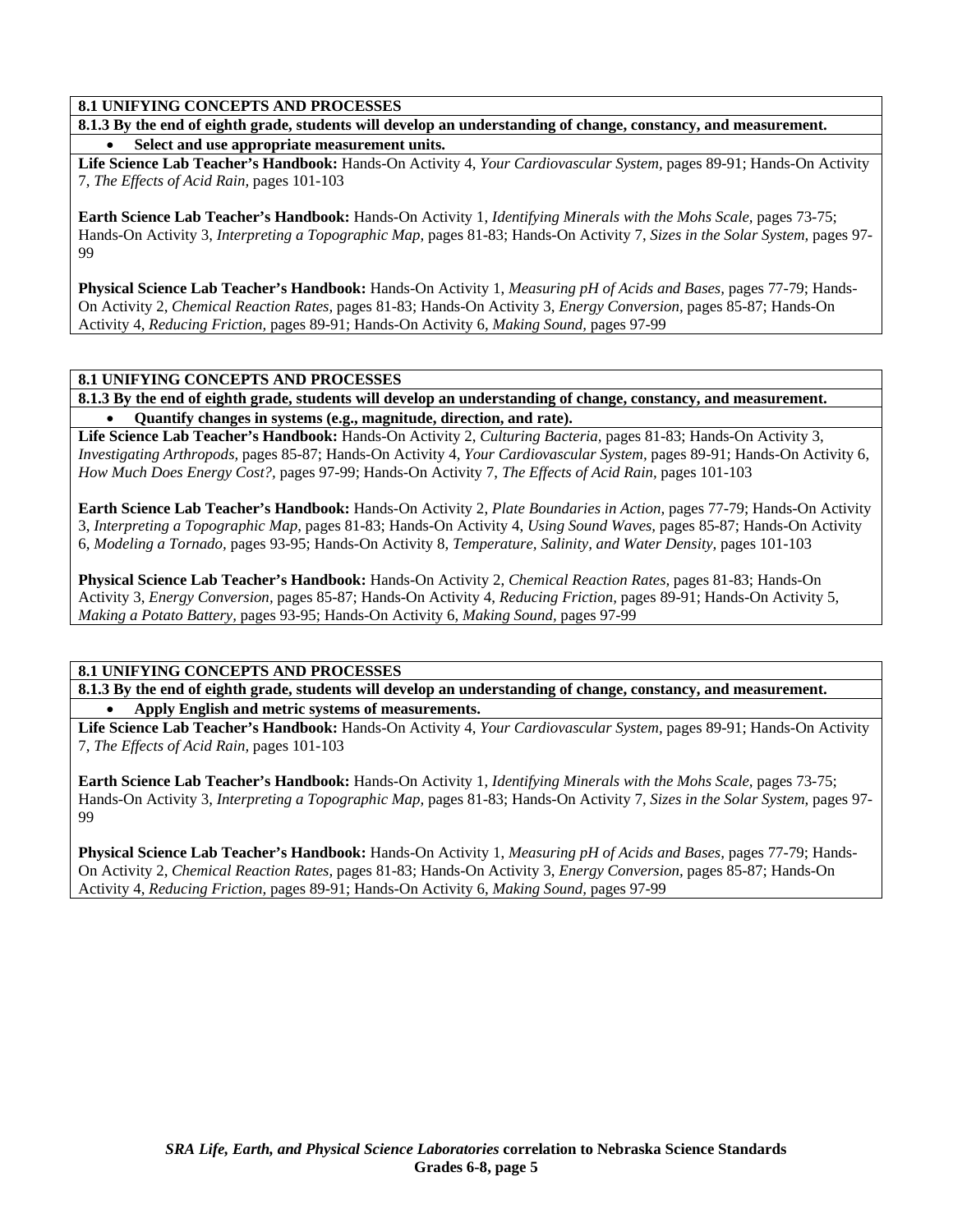**8.1 UNIFYING CONCEPTS AND PROCESSES**

**8.1.3 By the end of eighth grade, students will develop an understanding of change, constancy, and measurement.**

- **Select and use appropriate measurement units.**

**Life Science Lab Teacher's Handbook:** Hands-On Activity 4, *Your Cardiovascular System,* pages 89-91; Hands-On Activity 7, *The Effects of Acid Rain,* pages 101-103

**Earth Science Lab Teacher's Handbook:** Hands-On Activity 1, *Identifying Minerals with the Mohs Scale,* pages 73-75; Hands-On Activity 3, *Interpreting a Topographic Map,* pages 81-83; Hands-On Activity 7, *Sizes in the Solar System,* pages 97-99

**Physical Science Lab Teacher's Handbook:** Hands-On Activity 1, *Measuring pH of Acids and Bases,* pages 77-79; Hands-On Activity 2, *Chemical Reaction Rates,* pages 81-83; Hands-On Activity 3, *Energy Conversion,* pages 85-87; Hands-On Activity 4, *Reducing Friction,* pages 89-91; Hands-On Activity 6, *Making Sound,* pages 97-99

**8.1 UNIFYING CONCEPTS AND PROCESSES**

**8.1.3 By the end of eighth grade, students will develop an understanding of change, constancy, and measurement.**

- **Quantify changes in systems (e.g., magnitude, direction, and rate).**

**Life Science Lab Teacher's Handbook:** Hands-On Activity 2, *Culturing Bacteria,* pages 81-83; Hands-On Activity 3, *Investigating Arthropods,* pages 85-87; Hands-On Activity 4, *Your Cardiovascular System,* pages 89-91; Hands-On Activity 6, *How Much Does Energy Cost?,* pages 97-99; Hands-On Activity 7, *The Effects of Acid Rain,* pages 101-103

**Earth Science Lab Teacher's Handbook:** Hands-On Activity 2, *Plate Boundaries in Action,* pages 77-79; Hands-On Activity 3, *Interpreting a Topographic Map,* pages 81-83; Hands-On Activity 4, *Using Sound Waves,* pages 85-87; Hands-On Activity 6, *Modeling a Tornado,* pages 93-95; Hands-On Activity 8, *Temperature, Salinity, and Water Density,* pages 101-103

**Physical Science Lab Teacher's Handbook:** Hands-On Activity 2, *Chemical Reaction Rates,* pages 81-83; Hands-On Activity 3, *Energy Conversion,* pages 85-87; Hands-On Activity 4, *Reducing Friction,* pages 89-91; Hands-On Activity 5, *Making a Potato Battery,* pages 93-95; Hands-On Activity 6, *Making Sound,* pages 97-99

**8.1 UNIFYING CONCEPTS AND PROCESSES**

**8.1.3 By the end of eighth grade, students will develop an understanding of change, constancy, and measurement.**

- **Apply English and metric systems of measurements.**

**Life Science Lab Teacher's Handbook:** Hands-On Activity 4, *Your Cardiovascular System,* pages 89-91; Hands-On Activity 7, *The Effects of Acid Rain,* pages 101-103

**Earth Science Lab Teacher's Handbook:** Hands-On Activity 1, *Identifying Minerals with the Mohs Scale,* pages 73-75; Hands-On Activity 3, *Interpreting a Topographic Map,* pages 81-83; Hands-On Activity 7, *Sizes in the Solar System,* pages 97-99

**Physical Science Lab Teacher's Handbook:** Hands-On Activity 1, *Measuring pH of Acids and Bases,* pages 77-79; Hands-On Activity 2, *Chemical Reaction Rates,* pages 81-83; Hands-On Activity 3, *Energy Conversion,* pages 85-87; Hands-On Activity 4, *Reducing Friction,* pages 89-91; Hands-On Activity 6, *Making Sound,* pages 97-99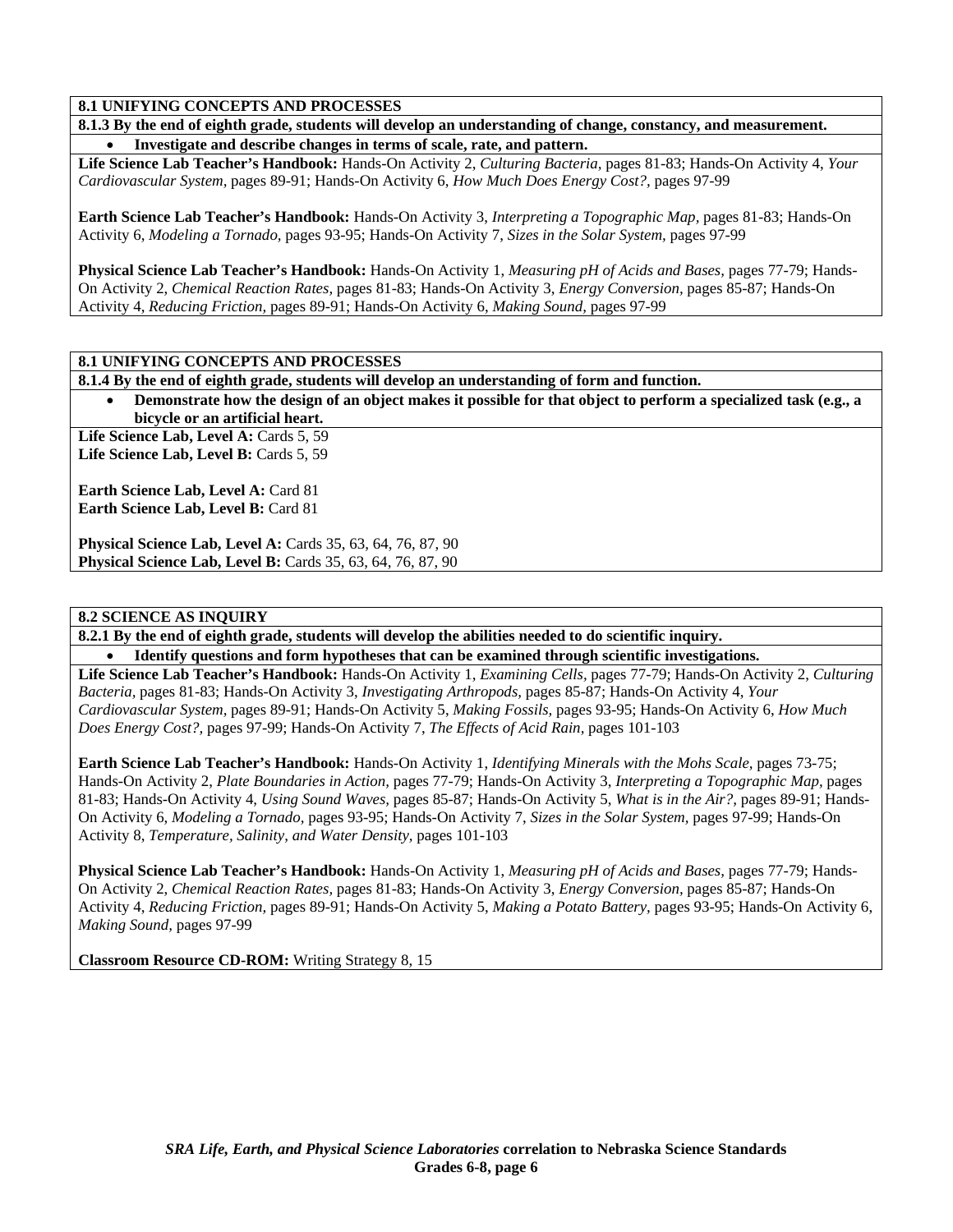**8.1 UNIFYING CONCEPTS AND PROCESSES**

**8.1.3 By the end of eighth grade, students will develop an understanding of change, constancy, and measurement.**

- **Investigate and describe changes in terms of scale, rate, and pattern.**

**Life Science Lab Teacher's Handbook:** Hands-On Activity 2, *Culturing Bacteria,* pages 81-83; Hands-On Activity 4, *Your Cardiovascular System,* pages 89-91; Hands-On Activity 6, *How Much Does Energy Cost?,* pages 97-99

**Earth Science Lab Teacher's Handbook:** Hands-On Activity 3, *Interpreting a Topographic Map,* pages 81-83; Hands-On Activity 6, *Modeling a Tornado,* pages 93-95; Hands-On Activity 7, *Sizes in the Solar System,* pages 97-99

**Physical Science Lab Teacher's Handbook:** Hands-On Activity 1, *Measuring pH of Acids and Bases,* pages 77-79; Hands-On Activity 2, *Chemical Reaction Rates,* pages 81-83; Hands-On Activity 3, *Energy Conversion,* pages 85-87; Hands-On Activity 4, *Reducing Friction,* pages 89-91; Hands-On Activity 6, *Making Sound,* pages 97-99

**8.1 UNIFYING CONCEPTS AND PROCESSES**

**8.1.4 By the end of eighth grade, students will develop an understanding of form and function.**

- **Demonstrate how the design of an object makes it possible for that object to perform a specialized task (e.g., a bicycle or an artificial heart.**

**Life Science Lab, Level A:** Cards 5, 59
**Life Science Lab, Level B:** Cards 5, 59

**Earth Science Lab, Level A:** Card 81
**Earth Science Lab, Level B:** Card 81

**Physical Science Lab, Level A:** Cards 35, 63, 64, 76, 87, 90
**Physical Science Lab, Level B:** Cards 35, 63, 64, 76, 87, 90

**8.2 SCIENCE AS INQUIRY**

**8.2.1 By the end of eighth grade, students will develop the abilities needed to do scientific inquiry.**

- **Identify questions and form hypotheses that can be examined through scientific investigations.**

**Life Science Lab Teacher's Handbook:** Hands-On Activity 1, *Examining Cells,* pages 77-79; Hands-On Activity 2, *Culturing Bacteria,* pages 81-83; Hands-On Activity 3, *Investigating Arthropods,* pages 85-87; Hands-On Activity 4, *Your Cardiovascular System,* pages 89-91; Hands-On Activity 5, *Making Fossils,* pages 93-95; Hands-On Activity 6, *How Much Does Energy Cost?,* pages 97-99; Hands-On Activity 7, *The Effects of Acid Rain,* pages 101-103

**Earth Science Lab Teacher's Handbook:** Hands-On Activity 1, *Identifying Minerals with the Mohs Scale,* pages 73-75; Hands-On Activity 2, *Plate Boundaries in Action,* pages 77-79; Hands-On Activity 3, *Interpreting a Topographic Map,* pages 81-83; Hands-On Activity 4, *Using Sound Waves,* pages 85-87; Hands-On Activity 5, *What is in the Air?,* pages 89-91; Hands-On Activity 6, *Modeling a Tornado,* pages 93-95; Hands-On Activity 7, *Sizes in the Solar System,* pages 97-99; Hands-On Activity 8, *Temperature, Salinity, and Water Density,* pages 101-103

**Physical Science Lab Teacher's Handbook:** Hands-On Activity 1, *Measuring pH of Acids and Bases,* pages 77-79; Hands-On Activity 2, *Chemical Reaction Rates,* pages 81-83; Hands-On Activity 3, *Energy Conversion,* pages 85-87; Hands-On Activity 4, *Reducing Friction,* pages 89-91; Hands-On Activity 5, *Making a Potato Battery,* pages 93-95; Hands-On Activity 6, *Making Sound,* pages 97-99

**Classroom Resource CD-ROM:** Writing Strategy 8, 15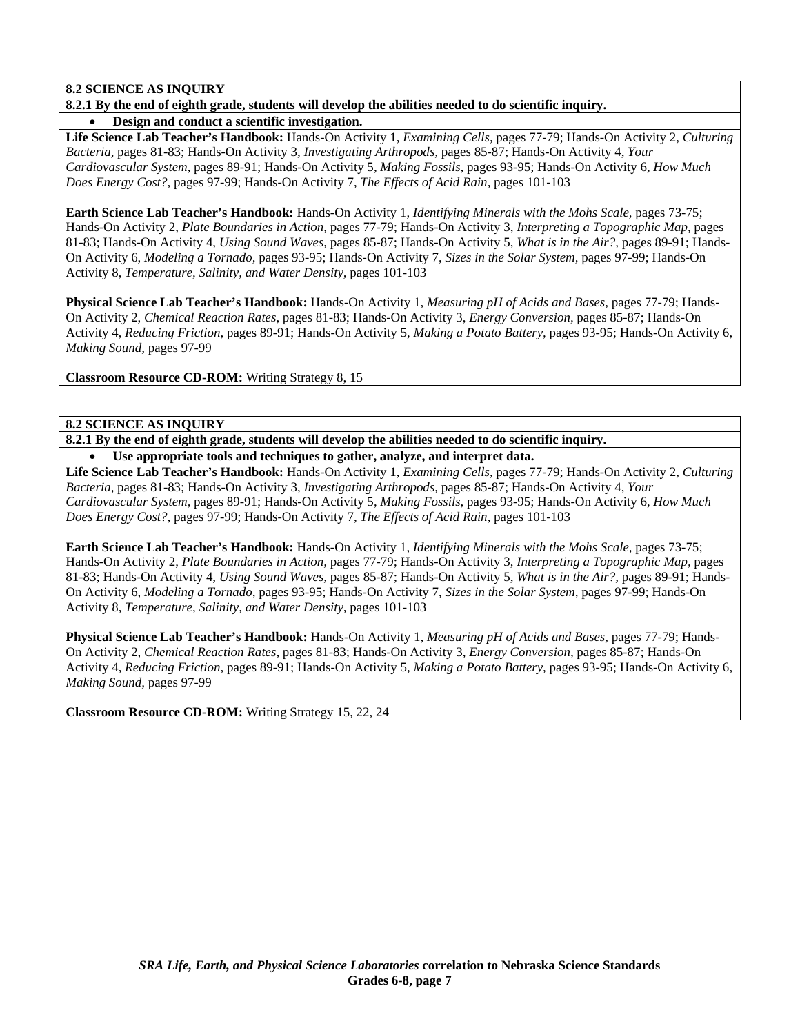**8.2 SCIENCE AS INQUIRY**

**8.2.1 By the end of eighth grade, students will develop the abilities needed to do scientific inquiry.**

- **Design and conduct a scientific investigation.**

**Life Science Lab Teacher's Handbook:** Hands-On Activity 1, *Examining Cells,* pages 77-79; Hands-On Activity 2, *Culturing Bacteria,* pages 81-83; Hands-On Activity 3, *Investigating Arthropods,* pages 85-87; Hands-On Activity 4, *Your Cardiovascular System,* pages 89-91; Hands-On Activity 5, *Making Fossils,* pages 93-95; Hands-On Activity 6, *How Much Does Energy Cost?,* pages 97-99; Hands-On Activity 7, *The Effects of Acid Rain,* pages 101-103

**Earth Science Lab Teacher's Handbook:** Hands-On Activity 1, *Identifying Minerals with the Mohs Scale,* pages 73-75; Hands-On Activity 2, *Plate Boundaries in Action,* pages 77-79; Hands-On Activity 3, *Interpreting a Topographic Map,* pages 81-83; Hands-On Activity 4, *Using Sound Waves,* pages 85-87; Hands-On Activity 5, *What is in the Air?,* pages 89-91; Hands-On Activity 6, *Modeling a Tornado,* pages 93-95; Hands-On Activity 7, *Sizes in the Solar System,* pages 97-99; Hands-On Activity 8, *Temperature, Salinity, and Water Density,* pages 101-103

**Physical Science Lab Teacher's Handbook:** Hands-On Activity 1, *Measuring pH of Acids and Bases,* pages 77-79; Hands-On Activity 2, *Chemical Reaction Rates,* pages 81-83; Hands-On Activity 3, *Energy Conversion,* pages 85-87; Hands-On Activity 4, *Reducing Friction,* pages 89-91; Hands-On Activity 5, *Making a Potato Battery,* pages 93-95; Hands-On Activity 6, *Making Sound,* pages 97-99

**Classroom Resource CD-ROM:** Writing Strategy 8, 15

**8.2 SCIENCE AS INQUIRY**

**8.2.1 By the end of eighth grade, students will develop the abilities needed to do scientific inquiry.**

- **Use appropriate tools and techniques to gather, analyze, and interpret data.**

**Life Science Lab Teacher's Handbook:** Hands-On Activity 1, *Examining Cells,* pages 77-79; Hands-On Activity 2, *Culturing Bacteria,* pages 81-83; Hands-On Activity 3, *Investigating Arthropods,* pages 85-87; Hands-On Activity 4, *Your Cardiovascular System,* pages 89-91; Hands-On Activity 5, *Making Fossils,* pages 93-95; Hands-On Activity 6, *How Much Does Energy Cost?,* pages 97-99; Hands-On Activity 7, *The Effects of Acid Rain,* pages 101-103

**Earth Science Lab Teacher's Handbook:** Hands-On Activity 1, *Identifying Minerals with the Mohs Scale,* pages 73-75; Hands-On Activity 2, *Plate Boundaries in Action,* pages 77-79; Hands-On Activity 3, *Interpreting a Topographic Map,* pages 81-83; Hands-On Activity 4, *Using Sound Waves,* pages 85-87; Hands-On Activity 5, *What is in the Air?,* pages 89-91; Hands-On Activity 6, *Modeling a Tornado,* pages 93-95; Hands-On Activity 7, *Sizes in the Solar System,* pages 97-99; Hands-On Activity 8, *Temperature, Salinity, and Water Density,* pages 101-103

**Physical Science Lab Teacher's Handbook:** Hands-On Activity 1, *Measuring pH of Acids and Bases,* pages 77-79; Hands-On Activity 2, *Chemical Reaction Rates,* pages 81-83; Hands-On Activity 3, *Energy Conversion,* pages 85-87; Hands-On Activity 4, *Reducing Friction,* pages 89-91; Hands-On Activity 5, *Making a Potato Battery,* pages 93-95; Hands-On Activity 6, *Making Sound,* pages 97-99

**Classroom Resource CD-ROM:** Writing Strategy 15, 22, 24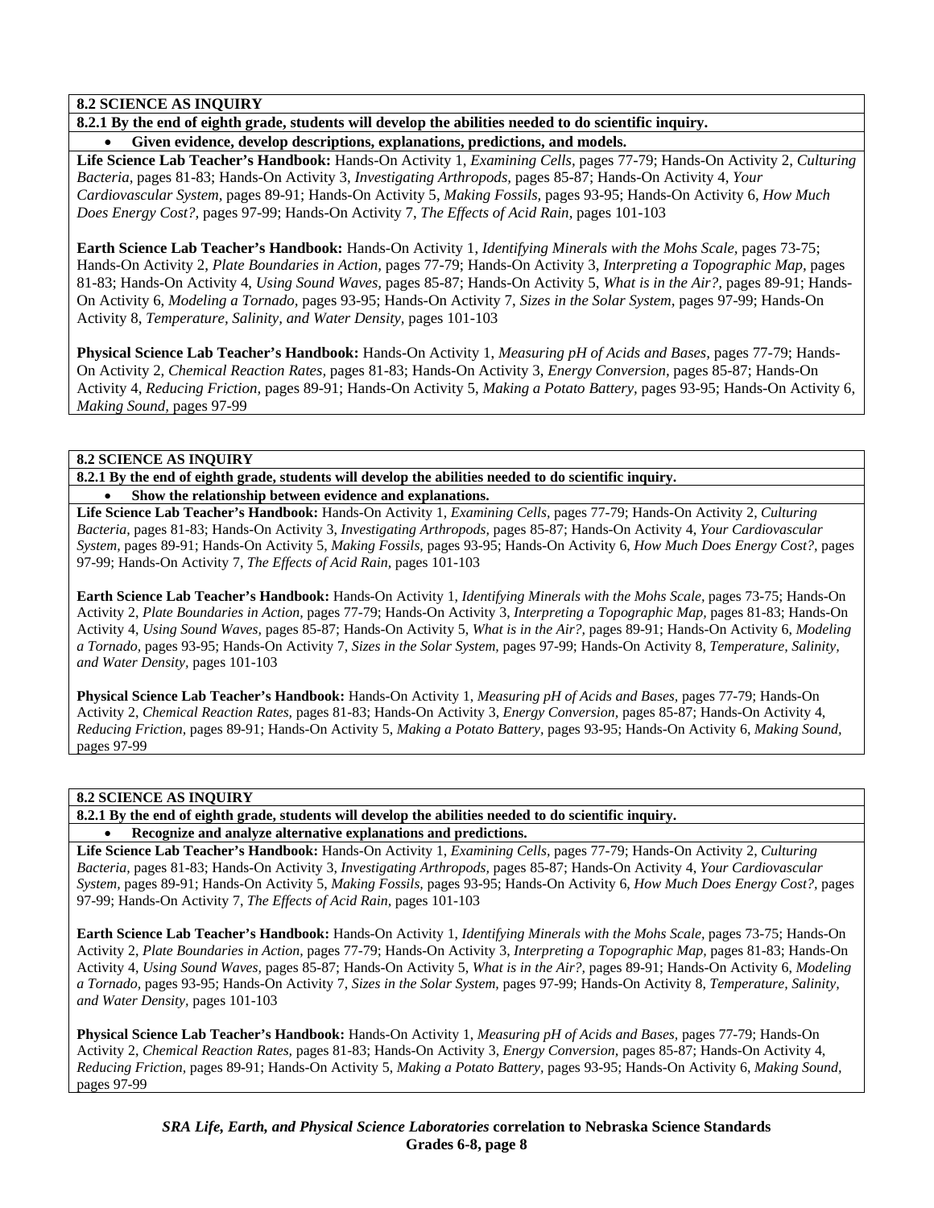**8.2 SCIENCE AS INQUIRY**

**8.2.1 By the end of eighth grade, students will develop the abilities needed to do scientific inquiry.**

- **Given evidence, develop descriptions, explanations, predictions, and models.**

**Life Science Lab Teacher's Handbook:** Hands-On Activity 1, *Examining Cells,* pages 77-79; Hands-On Activity 2, *Culturing Bacteria,* pages 81-83; Hands-On Activity 3, *Investigating Arthropods,* pages 85-87; Hands-On Activity 4, *Your Cardiovascular System,* pages 89-91; Hands-On Activity 5, *Making Fossils,* pages 93-95; Hands-On Activity 6, *How Much Does Energy Cost?,* pages 97-99; Hands-On Activity 7, *The Effects of Acid Rain,* pages 101-103

**Earth Science Lab Teacher's Handbook:** Hands-On Activity 1, *Identifying Minerals with the Mohs Scale,* pages 73-75; Hands-On Activity 2, *Plate Boundaries in Action,* pages 77-79; Hands-On Activity 3, *Interpreting a Topographic Map,* pages 81-83; Hands-On Activity 4, *Using Sound Waves,* pages 85-87; Hands-On Activity 5, *What is in the Air?,* pages 89-91; Hands-On Activity 6, *Modeling a Tornado,* pages 93-95; Hands-On Activity 7, *Sizes in the Solar System,* pages 97-99; Hands-On Activity 8, *Temperature, Salinity, and Water Density,* pages 101-103

**Physical Science Lab Teacher's Handbook:** Hands-On Activity 1, *Measuring pH of Acids and Bases,* pages 77-79; Hands-On Activity 2, *Chemical Reaction Rates,* pages 81-83; Hands-On Activity 3, *Energy Conversion,* pages 85-87; Hands-On Activity 4, *Reducing Friction,* pages 89-91; Hands-On Activity 5, *Making a Potato Battery,* pages 93-95; Hands-On Activity 6, *Making Sound,* pages 97-99

**8.2 SCIENCE AS INQUIRY**

**8.2.1 By the end of eighth grade, students will develop the abilities needed to do scientific inquiry.**

- **Show the relationship between evidence and explanations.**

**Life Science Lab Teacher's Handbook:** Hands-On Activity 1, *Examining Cells,* pages 77-79; Hands-On Activity 2, *Culturing Bacteria,* pages 81-83; Hands-On Activity 3, *Investigating Arthropods,* pages 85-87; Hands-On Activity 4, *Your Cardiovascular System,* pages 89-91; Hands-On Activity 5, *Making Fossils,* pages 93-95; Hands-On Activity 6, *How Much Does Energy Cost?,* pages 97-99; Hands-On Activity 7, *The Effects of Acid Rain,* pages 101-103

**Earth Science Lab Teacher's Handbook:** Hands-On Activity 1, *Identifying Minerals with the Mohs Scale,* pages 73-75; Hands-On Activity 2, *Plate Boundaries in Action,* pages 77-79; Hands-On Activity 3, *Interpreting a Topographic Map,* pages 81-83; Hands-On Activity 4, *Using Sound Waves,* pages 85-87; Hands-On Activity 5, *What is in the Air?,* pages 89-91; Hands-On Activity 6, *Modeling a Tornado,* pages 93-95; Hands-On Activity 7, *Sizes in the Solar System,* pages 97-99; Hands-On Activity 8, *Temperature, Salinity, and Water Density,* pages 101-103

**Physical Science Lab Teacher's Handbook:** Hands-On Activity 1, *Measuring pH of Acids and Bases,* pages 77-79; Hands-On Activity 2, *Chemical Reaction Rates,* pages 81-83; Hands-On Activity 3, *Energy Conversion,* pages 85-87; Hands-On Activity 4, *Reducing Friction,* pages 89-91; Hands-On Activity 5, *Making a Potato Battery,* pages 93-95; Hands-On Activity 6, *Making Sound,* pages 97-99

**8.2 SCIENCE AS INQUIRY**

**8.2.1 By the end of eighth grade, students will develop the abilities needed to do scientific inquiry.**

- **Recognize and analyze alternative explanations and predictions.**

**Life Science Lab Teacher's Handbook:** Hands-On Activity 1, *Examining Cells,* pages 77-79; Hands-On Activity 2, *Culturing Bacteria,* pages 81-83; Hands-On Activity 3, *Investigating Arthropods,* pages 85-87; Hands-On Activity 4, *Your Cardiovascular System,* pages 89-91; Hands-On Activity 5, *Making Fossils,* pages 93-95; Hands-On Activity 6, *How Much Does Energy Cost?,* pages 97-99; Hands-On Activity 7, *The Effects of Acid Rain,* pages 101-103

**Earth Science Lab Teacher's Handbook:** Hands-On Activity 1, *Identifying Minerals with the Mohs Scale,* pages 73-75; Hands-On Activity 2, *Plate Boundaries in Action,* pages 77-79; Hands-On Activity 3, *Interpreting a Topographic Map,* pages 81-83; Hands-On Activity 4, *Using Sound Waves,* pages 85-87; Hands-On Activity 5, *What is in the Air?,* pages 89-91; Hands-On Activity 6, *Modeling a Tornado,* pages 93-95; Hands-On Activity 7, *Sizes in the Solar System,* pages 97-99; Hands-On Activity 8, *Temperature, Salinity, and Water Density,* pages 101-103

**Physical Science Lab Teacher's Handbook:** Hands-On Activity 1, *Measuring pH of Acids and Bases,* pages 77-79; Hands-On Activity 2, *Chemical Reaction Rates,* pages 81-83; Hands-On Activity 3, *Energy Conversion,* pages 85-87; Hands-On Activity 4, *Reducing Friction,* pages 89-91; Hands-On Activity 5, *Making a Potato Battery,* pages 93-95; Hands-On Activity 6, *Making Sound,* pages 97-99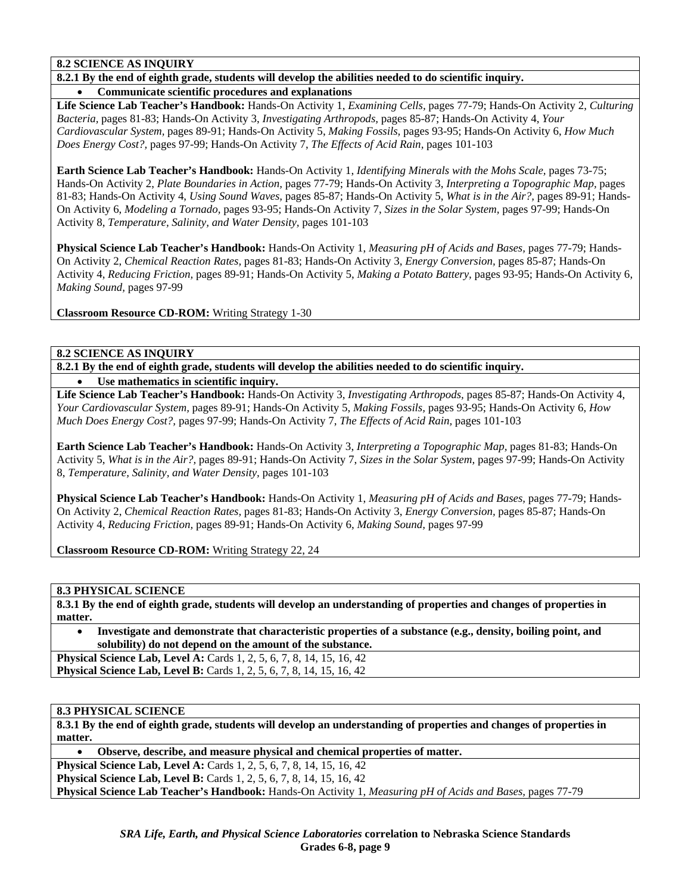**8.2 SCIENCE AS INQUIRY**

**8.2.1 By the end of eighth grade, students will develop the abilities needed to do scientific inquiry.**

- **Communicate scientific procedures and explanations**

**Life Science Lab Teacher's Handbook:** Hands-On Activity 1, *Examining Cells,* pages 77-79; Hands-On Activity 2, *Culturing Bacteria,* pages 81-83; Hands-On Activity 3, *Investigating Arthropods,* pages 85-87; Hands-On Activity 4, *Your Cardiovascular System,* pages 89-91; Hands-On Activity 5, *Making Fossils,* pages 93-95; Hands-On Activity 6, *How Much Does Energy Cost?,* pages 97-99; Hands-On Activity 7, *The Effects of Acid Rain,* pages 101-103

**Earth Science Lab Teacher's Handbook:** Hands-On Activity 1, *Identifying Minerals with the Mohs Scale,* pages 73-75; Hands-On Activity 2, *Plate Boundaries in Action,* pages 77-79; Hands-On Activity 3, *Interpreting a Topographic Map,* pages 81-83; Hands-On Activity 4, *Using Sound Waves,* pages 85-87; Hands-On Activity 5, *What is in the Air?,* pages 89-91; Hands-On Activity 6, *Modeling a Tornado,* pages 93-95; Hands-On Activity 7, *Sizes in the Solar System,* pages 97-99; Hands-On Activity 8, *Temperature, Salinity, and Water Density,* pages 101-103

**Physical Science Lab Teacher's Handbook:** Hands-On Activity 1, *Measuring pH of Acids and Bases,* pages 77-79; Hands-On Activity 2, *Chemical Reaction Rates,* pages 81-83; Hands-On Activity 3, *Energy Conversion,* pages 85-87; Hands-On Activity 4, *Reducing Friction,* pages 89-91; Hands-On Activity 5, *Making a Potato Battery,* pages 93-95; Hands-On Activity 6, *Making Sound,* pages 97-99

**Classroom Resource CD-ROM:** Writing Strategy 1-30

**8.2 SCIENCE AS INQUIRY**

**8.2.1 By the end of eighth grade, students will develop the abilities needed to do scientific inquiry.**

- **Use mathematics in scientific inquiry.**

**Life Science Lab Teacher's Handbook:** Hands-On Activity 3, *Investigating Arthropods,* pages 85-87; Hands-On Activity 4, *Your Cardiovascular System,* pages 89-91; Hands-On Activity 5, *Making Fossils,* pages 93-95; Hands-On Activity 6, *How Much Does Energy Cost?,* pages 97-99; Hands-On Activity 7, *The Effects of Acid Rain,* pages 101-103

**Earth Science Lab Teacher's Handbook:** Hands-On Activity 3, *Interpreting a Topographic Map,* pages 81-83; Hands-On Activity 5, *What is in the Air?,* pages 89-91; Hands-On Activity 7, *Sizes in the Solar System,* pages 97-99; Hands-On Activity 8, *Temperature, Salinity, and Water Density,* pages 101-103

**Physical Science Lab Teacher's Handbook:** Hands-On Activity 1, *Measuring pH of Acids and Bases,* pages 77-79; Hands-On Activity 2, *Chemical Reaction Rates,* pages 81-83; Hands-On Activity 3, *Energy Conversion,* pages 85-87; Hands-On Activity 4, *Reducing Friction,* pages 89-91; Hands-On Activity 6, *Making Sound,* pages 97-99

**Classroom Resource CD-ROM:** Writing Strategy 22, 24

**8.3 PHYSICAL SCIENCE**

**8.3.1 By the end of eighth grade, students will develop an understanding of properties and changes of properties in matter.**

- **Investigate and demonstrate that characteristic properties of a substance (e.g., density, boiling point, and solubility) do not depend on the amount of the substance.**

**Physical Science Lab, Level A:** Cards 1, 2, 5, 6, 7, 8, 14, 15, 16, 42
**Physical Science Lab, Level B:** Cards 1, 2, 5, 6, 7, 8, 14, 15, 16, 42

**8.3 PHYSICAL SCIENCE**

**8.3.1 By the end of eighth grade, students will develop an understanding of properties and changes of properties in matter.**

- **Observe, describe, and measure physical and chemical properties of matter.**

**Physical Science Lab, Level A:** Cards 1, 2, 5, 6, 7, 8, 14, 15, 16, 42
**Physical Science Lab, Level B:** Cards 1, 2, 5, 6, 7, 8, 14, 15, 16, 42
**Physical Science Lab Teacher's Handbook:** Hands-On Activity 1, *Measuring pH of Acids and Bases,* pages 77-79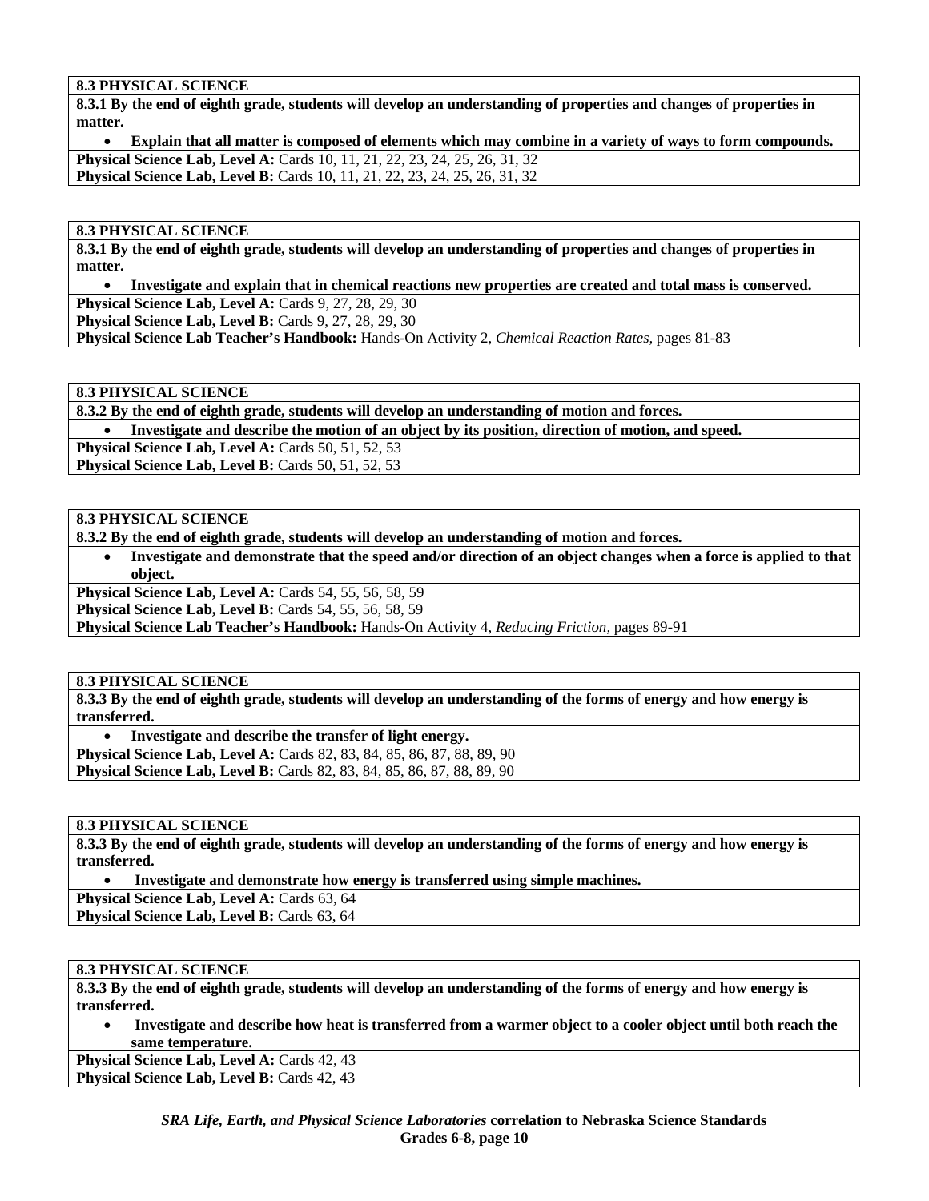**8.3 PHYSICAL SCIENCE**

**8.3.1 By the end of eighth grade, students will develop an understanding of properties and changes of properties in matter.**

- **Explain that all matter is composed of elements which may combine in a variety of ways to form compounds.**

**Physical Science Lab, Level A:** Cards 10, 11, 21, 22, 23, 24, 25, 26, 31, 32
**Physical Science Lab, Level B:** Cards 10, 11, 21, 22, 23, 24, 25, 26, 31, 32

**8.3 PHYSICAL SCIENCE**

**8.3.1 By the end of eighth grade, students will develop an understanding of properties and changes of properties in matter.**

- **Investigate and explain that in chemical reactions new properties are created and total mass is conserved.**

**Physical Science Lab, Level A:** Cards 9, 27, 28, 29, 30
**Physical Science Lab, Level B:** Cards 9, 27, 28, 29, 30
**Physical Science Lab Teacher's Handbook:** Hands-On Activity 2, *Chemical Reaction Rates,* pages 81-83

**8.3 PHYSICAL SCIENCE**

**8.3.2 By the end of eighth grade, students will develop an understanding of motion and forces.**

- **Investigate and describe the motion of an object by its position, direction of motion, and speed.**

**Physical Science Lab, Level A:** Cards 50, 51, 52, 53
**Physical Science Lab, Level B:** Cards 50, 51, 52, 53

**8.3 PHYSICAL SCIENCE**

**8.3.2 By the end of eighth grade, students will develop an understanding of motion and forces.**

- **Investigate and demonstrate that the speed and/or direction of an object changes when a force is applied to that object.**

**Physical Science Lab, Level A:** Cards 54, 55, 56, 58, 59
**Physical Science Lab, Level B:** Cards 54, 55, 56, 58, 59
**Physical Science Lab Teacher's Handbook:** Hands-On Activity 4, *Reducing Friction,* pages 89-91

**8.3 PHYSICAL SCIENCE**

**8.3.3 By the end of eighth grade, students will develop an understanding of the forms of energy and how energy is transferred.**

- **Investigate and describe the transfer of light energy.**

**Physical Science Lab, Level A:** Cards 82, 83, 84, 85, 86, 87, 88, 89, 90
**Physical Science Lab, Level B:** Cards 82, 83, 84, 85, 86, 87, 88, 89, 90

**8.3 PHYSICAL SCIENCE**

**8.3.3 By the end of eighth grade, students will develop an understanding of the forms of energy and how energy is transferred.**

- **Investigate and demonstrate how energy is transferred using simple machines.**

**Physical Science Lab, Level A:** Cards 63, 64
**Physical Science Lab, Level B:** Cards 63, 64

**8.3 PHYSICAL SCIENCE**

**8.3.3 By the end of eighth grade, students will develop an understanding of the forms of energy and how energy is transferred.**

- **Investigate and describe how heat is transferred from a warmer object to a cooler object until both reach the same temperature.**

**Physical Science Lab, Level A:** Cards 42, 43
**Physical Science Lab, Level B:** Cards 42, 43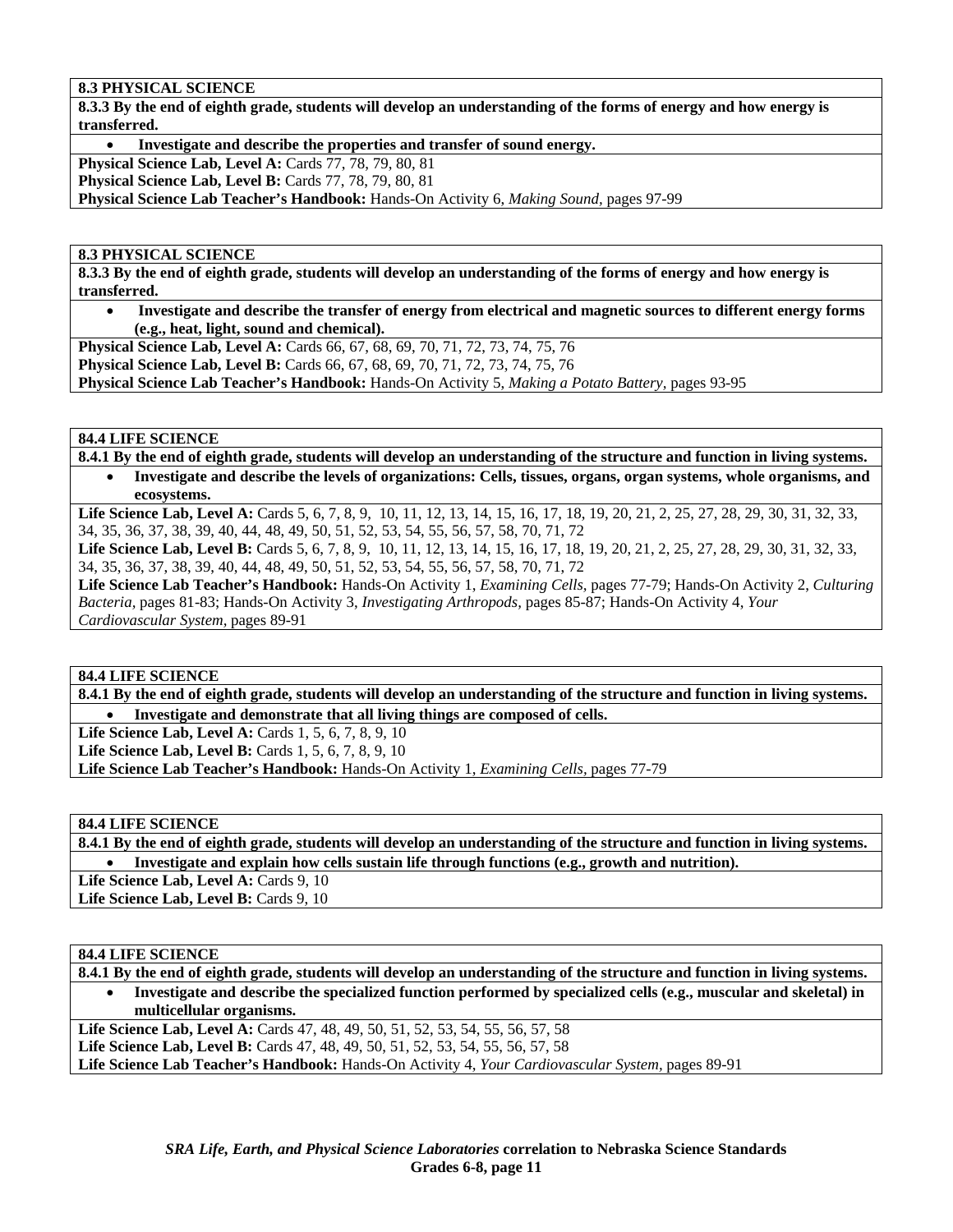**8.3 PHYSICAL SCIENCE**

**8.3.3 By the end of eighth grade, students will develop an understanding of the forms of energy and how energy is transferred.**

- **Investigate and describe the properties and transfer of sound energy.**

**Physical Science Lab, Level A:** Cards 77, 78, 79, 80, 81
**Physical Science Lab, Level B:** Cards 77, 78, 79, 80, 81
**Physical Science Lab Teacher's Handbook:** Hands-On Activity 6, *Making Sound,* pages 97-99

**8.3 PHYSICAL SCIENCE**

**8.3.3 By the end of eighth grade, students will develop an understanding of the forms of energy and how energy is transferred.**

- **Investigate and describe the transfer of energy from electrical and magnetic sources to different energy forms (e.g., heat, light, sound and chemical).**

**Physical Science Lab, Level A:** Cards 66, 67, 68, 69, 70, 71, 72, 73, 74, 75, 76
**Physical Science Lab, Level B:** Cards 66, 67, 68, 69, 70, 71, 72, 73, 74, 75, 76
**Physical Science Lab Teacher's Handbook:** Hands-On Activity 5, *Making a Potato Battery,* pages 93-95

**84.4 LIFE SCIENCE**

**8.4.1 By the end of eighth grade, students will develop an understanding of the structure and function in living systems.**

- **Investigate and describe the levels of organizations: Cells, tissues, organs, organ systems, whole organisms, and ecosystems.**

**Life Science Lab, Level A:** Cards 5, 6, 7, 8, 9, 10, 11, 12, 13, 14, 15, 16, 17, 18, 19, 20, 21, 2, 25, 27, 28, 29, 30, 31, 32, 33, 34, 35, 36, 37, 38, 39, 40, 44, 48, 49, 50, 51, 52, 53, 54, 55, 56, 57, 58, 70, 71, 72
**Life Science Lab, Level B:** Cards 5, 6, 7, 8, 9, 10, 11, 12, 13, 14, 15, 16, 17, 18, 19, 20, 21, 2, 25, 27, 28, 29, 30, 31, 32, 33, 34, 35, 36, 37, 38, 39, 40, 44, 48, 49, 50, 51, 52, 53, 54, 55, 56, 57, 58, 70, 71, 72
**Life Science Lab Teacher's Handbook:** Hands-On Activity 1, *Examining Cells,* pages 77-79; Hands-On Activity 2, *Culturing Bacteria,* pages 81-83; Hands-On Activity 3, *Investigating Arthropods,* pages 85-87; Hands-On Activity 4, *Your Cardiovascular System,* pages 89-91

**84.4 LIFE SCIENCE**

**8.4.1 By the end of eighth grade, students will develop an understanding of the structure and function in living systems.**

- **Investigate and demonstrate that all living things are composed of cells.**

**Life Science Lab, Level A:** Cards 1, 5, 6, 7, 8, 9, 10
**Life Science Lab, Level B:** Cards 1, 5, 6, 7, 8, 9, 10
**Life Science Lab Teacher's Handbook:** Hands-On Activity 1, *Examining Cells,* pages 77-79

**84.4 LIFE SCIENCE**

**8.4.1 By the end of eighth grade, students will develop an understanding of the structure and function in living systems.**

- **Investigate and explain how cells sustain life through functions (e.g., growth and nutrition).**

**Life Science Lab, Level A:** Cards 9, 10
**Life Science Lab, Level B:** Cards 9, 10

**84.4 LIFE SCIENCE**

**8.4.1 By the end of eighth grade, students will develop an understanding of the structure and function in living systems.**

- **Investigate and describe the specialized function performed by specialized cells (e.g., muscular and skeletal) in multicellular organisms.**

**Life Science Lab, Level A:** Cards 47, 48, 49, 50, 51, 52, 53, 54, 55, 56, 57, 58
**Life Science Lab, Level B:** Cards 47, 48, 49, 50, 51, 52, 53, 54, 55, 56, 57, 58
**Life Science Lab Teacher's Handbook:** Hands-On Activity 4, *Your Cardiovascular System,* pages 89-91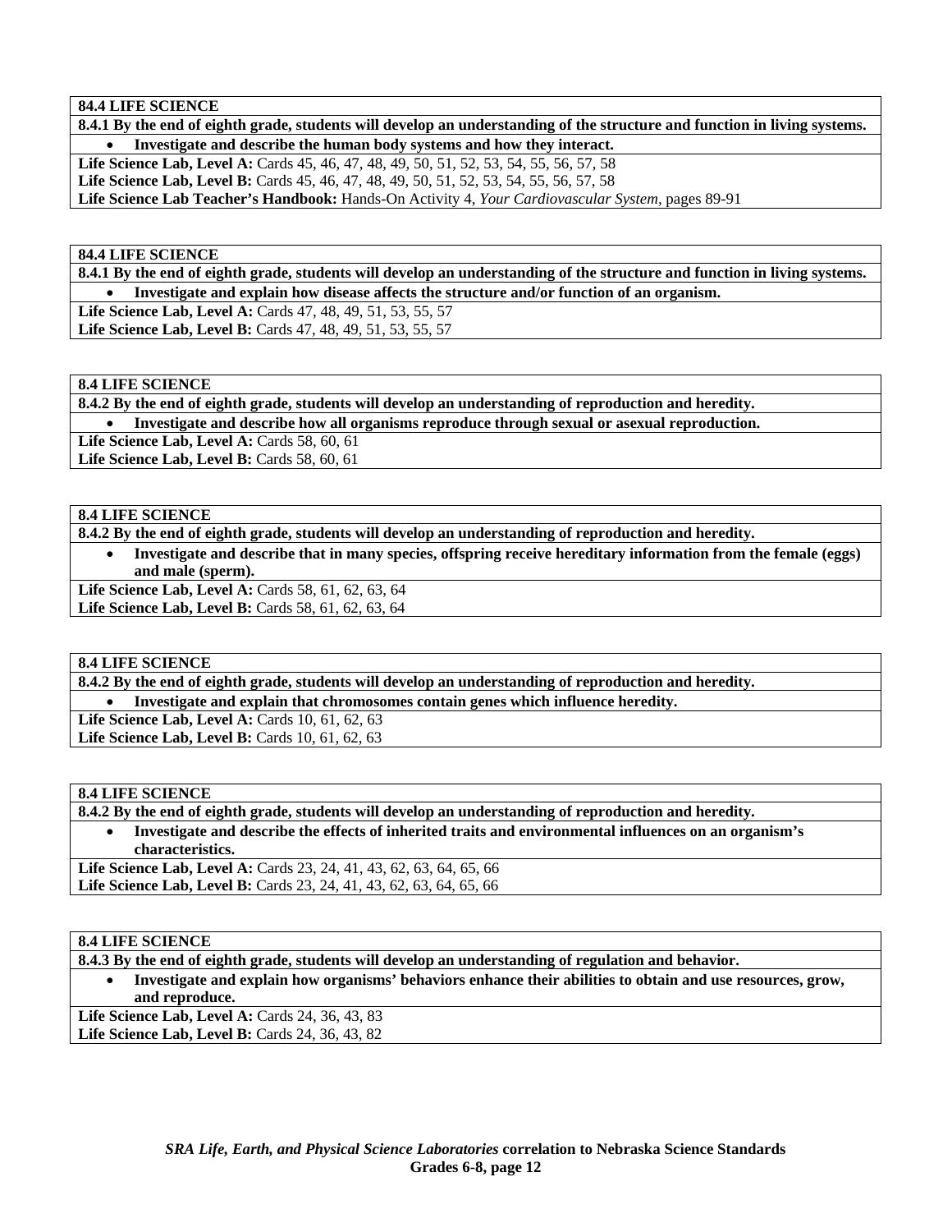| **84.4 LIFE SCIENCE** |
|---|
| **8.4.1 By the end of eighth grade, students will develop an understanding of the structure and function in living systems.** |
| • **Investigate and describe the human body systems and how they interact.** |
| **Life Science Lab, Level A:** Cards 45, 46, 47, 48, 49, 50, 51, 52, 53, 54, 55, 56, 57, 58<br>**Life Science Lab, Level B:** Cards 45, 46, 47, 48, 49, 50, 51, 52, 53, 54, 55, 56, 57, 58<br>**Life Science Lab Teacher's Handbook:** Hands-On Activity 4, *Your Cardiovascular System,* pages 89-91 |

| **84.4 LIFE SCIENCE** |
|---|
| **8.4.1 By the end of eighth grade, students will develop an understanding of the structure and function in living systems.** |
| • **Investigate and explain how disease affects the structure and/or function of an organism.** |
| **Life Science Lab, Level A:** Cards 47, 48, 49, 51, 53, 55, 57<br>**Life Science Lab, Level B:** Cards 47, 48, 49, 51, 53, 55, 57 |

| **8.4 LIFE SCIENCE** |
|---|
| **8.4.2 By the end of eighth grade, students will develop an understanding of reproduction and heredity.** |
| • **Investigate and describe how all organisms reproduce through sexual or asexual reproduction.** |
| **Life Science Lab, Level A:** Cards 58, 60, 61<br>**Life Science Lab, Level B:** Cards 58, 60, 61 |

| **8.4 LIFE SCIENCE** |
|---|
| **8.4.2 By the end of eighth grade, students will develop an understanding of reproduction and heredity.** |
| • **Investigate and describe that in many species, offspring receive hereditary information from the female (eggs) and male (sperm).** |
| **Life Science Lab, Level A:** Cards 58, 61, 62, 63, 64<br>**Life Science Lab, Level B:** Cards 58, 61, 62, 63, 64 |

| **8.4 LIFE SCIENCE** |
|---|
| **8.4.2 By the end of eighth grade, students will develop an understanding of reproduction and heredity.** |
| • **Investigate and explain that chromosomes contain genes which influence heredity.** |
| **Life Science Lab, Level A:** Cards 10, 61, 62, 63<br>**Life Science Lab, Level B:** Cards 10, 61, 62, 63 |

| **8.4 LIFE SCIENCE** |
|---|
| **8.4.2 By the end of eighth grade, students will develop an understanding of reproduction and heredity.** |
| • **Investigate and describe the effects of inherited traits and environmental influences on an organism's characteristics.** |
| **Life Science Lab, Level A:** Cards 23, 24, 41, 43, 62, 63, 64, 65, 66<br>**Life Science Lab, Level B:** Cards 23, 24, 41, 43, 62, 63, 64, 65, 66 |

| **8.4 LIFE SCIENCE** |
|---|
| **8.4.3 By the end of eighth grade, students will develop an understanding of regulation and behavior.** |
| • **Investigate and explain how organisms' behaviors enhance their abilities to obtain and use resources, grow, and reproduce.** |
| **Life Science Lab, Level A:** Cards 24, 36, 43, 83<br>**Life Science Lab, Level B:** Cards 24, 36, 43, 82 |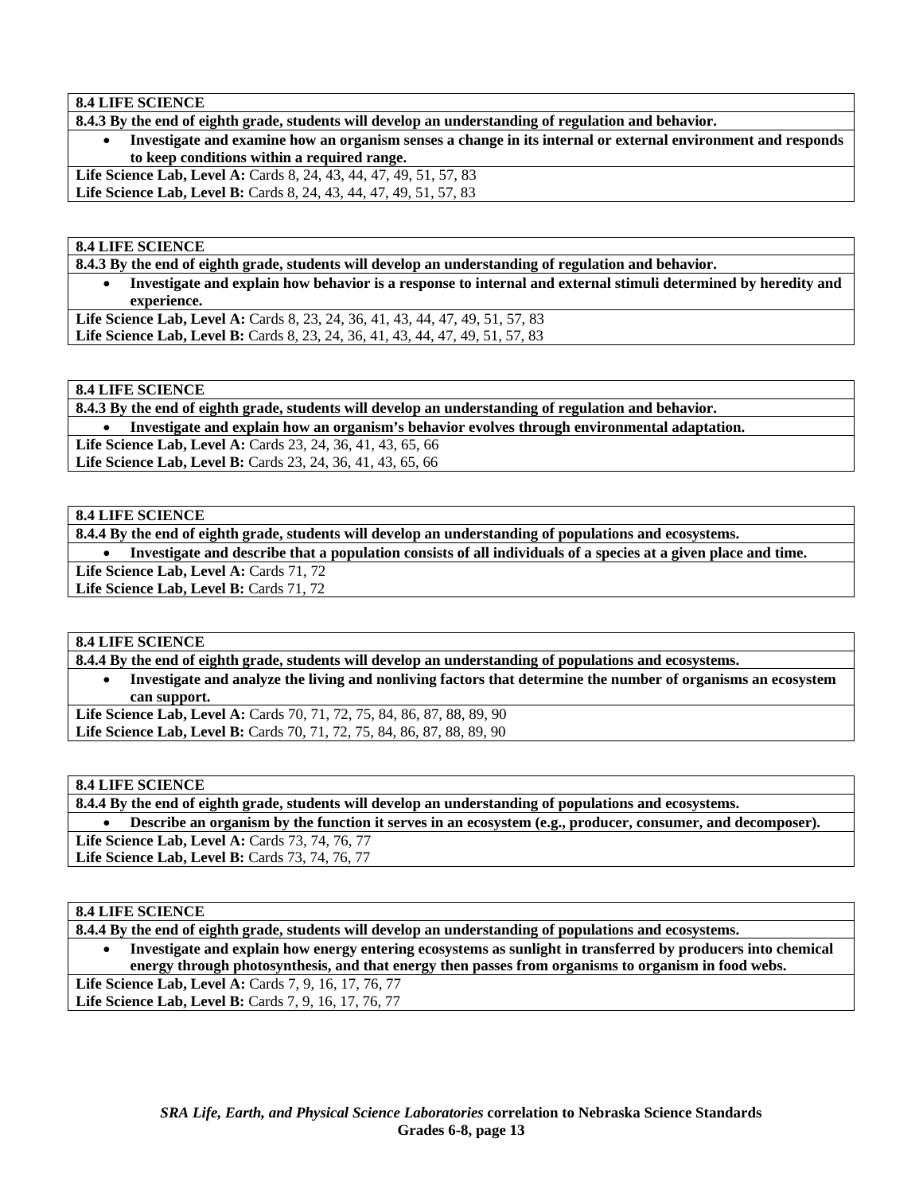**8.4 LIFE SCIENCE**

**8.4.3 By the end of eighth grade, students will develop an understanding of regulation and behavior.**

- **Investigate and examine how an organism senses a change in its internal or external environment and responds to keep conditions within a required range.**

**Life Science Lab, Level A:** Cards 8, 24, 43, 44, 47, 49, 51, 57, 83
**Life Science Lab, Level B:** Cards 8, 24, 43, 44, 47, 49, 51, 57, 83

**8.4 LIFE SCIENCE**

**8.4.3 By the end of eighth grade, students will develop an understanding of regulation and behavior.**

- **Investigate and explain how behavior is a response to internal and external stimuli determined by heredity and experience.**

**Life Science Lab, Level A:** Cards 8, 23, 24, 36, 41, 43, 44, 47, 49, 51, 57, 83
**Life Science Lab, Level B:** Cards 8, 23, 24, 36, 41, 43, 44, 47, 49, 51, 57, 83

**8.4 LIFE SCIENCE**

**8.4.3 By the end of eighth grade, students will develop an understanding of regulation and behavior.**

- **Investigate and explain how an organism's behavior evolves through environmental adaptation.**

**Life Science Lab, Level A:** Cards 23, 24, 36, 41, 43, 65, 66
**Life Science Lab, Level B:** Cards 23, 24, 36, 41, 43, 65, 66

**8.4 LIFE SCIENCE**

**8.4.4 By the end of eighth grade, students will develop an understanding of populations and ecosystems.**

- **Investigate and describe that a population consists of all individuals of a species at a given place and time.**

**Life Science Lab, Level A:** Cards 71, 72
**Life Science Lab, Level B:** Cards 71, 72

**8.4 LIFE SCIENCE**

**8.4.4 By the end of eighth grade, students will develop an understanding of populations and ecosystems.**

- **Investigate and analyze the living and nonliving factors that determine the number of organisms an ecosystem can support.**

**Life Science Lab, Level A:** Cards 70, 71, 72, 75, 84, 86, 87, 88, 89, 90
**Life Science Lab, Level B:** Cards 70, 71, 72, 75, 84, 86, 87, 88, 89, 90

**8.4 LIFE SCIENCE**

**8.4.4 By the end of eighth grade, students will develop an understanding of populations and ecosystems.**

- **Describe an organism by the function it serves in an ecosystem (e.g., producer, consumer, and decomposer).**

**Life Science Lab, Level A:** Cards 73, 74, 76, 77
**Life Science Lab, Level B:** Cards 73, 74, 76, 77

**8.4 LIFE SCIENCE**

**8.4.4 By the end of eighth grade, students will develop an understanding of populations and ecosystems.**

- **Investigate and explain how energy entering ecosystems as sunlight in transferred by producers into chemical energy through photosynthesis, and that energy then passes from organisms to organism in food webs.**

**Life Science Lab, Level A:** Cards 7, 9, 16, 17, 76, 77
**Life Science Lab, Level B:** Cards 7, 9, 16, 17, 76, 77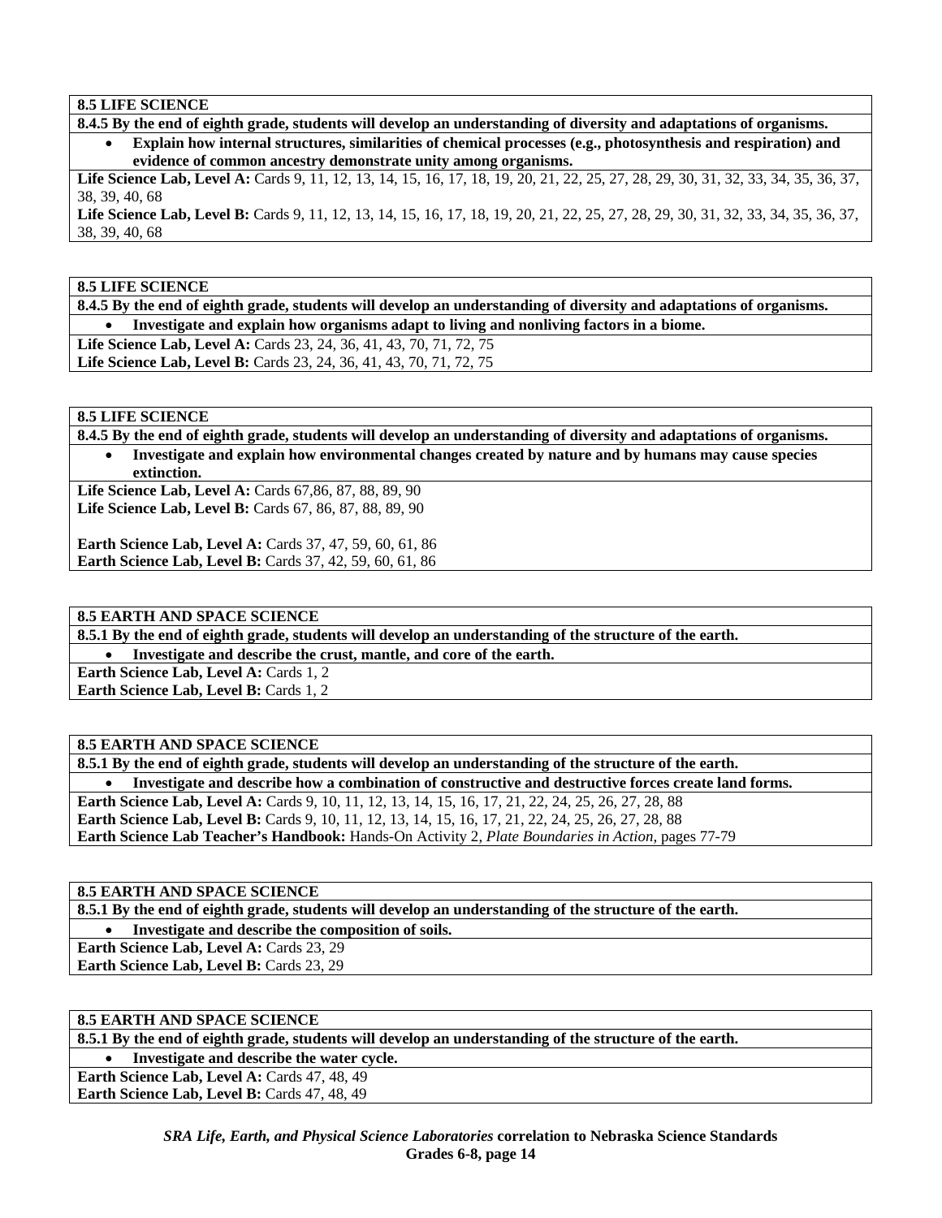**8.5 LIFE SCIENCE**

**8.4.5 By the end of eighth grade, students will develop an understanding of diversity and adaptations of organisms.**

- **Explain how internal structures, similarities of chemical processes (e.g., photosynthesis and respiration) and evidence of common ancestry demonstrate unity among organisms.**

**Life Science Lab, Level A:** Cards 9, 11, 12, 13, 14, 15, 16, 17, 18, 19, 20, 21, 22, 25, 27, 28, 29, 30, 31, 32, 33, 34, 35, 36, 37, 38, 39, 40, 68
**Life Science Lab, Level B:** Cards 9, 11, 12, 13, 14, 15, 16, 17, 18, 19, 20, 21, 22, 25, 27, 28, 29, 30, 31, 32, 33, 34, 35, 36, 37, 38, 39, 40, 68

**8.5 LIFE SCIENCE**

**8.4.5 By the end of eighth grade, students will develop an understanding of diversity and adaptations of organisms.**

- **Investigate and explain how organisms adapt to living and nonliving factors in a biome.**

**Life Science Lab, Level A:** Cards 23, 24, 36, 41, 43, 70, 71, 72, 75
**Life Science Lab, Level B:** Cards 23, 24, 36, 41, 43, 70, 71, 72, 75

**8.5 LIFE SCIENCE**

**8.4.5 By the end of eighth grade, students will develop an understanding of diversity and adaptations of organisms.**

- **Investigate and explain how environmental changes created by nature and by humans may cause species extinction.**

**Life Science Lab, Level A:** Cards 67,86, 87, 88, 89, 90
**Life Science Lab, Level B:** Cards 67, 86, 87, 88, 89, 90

**Earth Science Lab, Level A:** Cards 37, 47, 59, 60, 61, 86
**Earth Science Lab, Level B:** Cards 37, 42, 59, 60, 61, 86

**8.5 EARTH AND SPACE SCIENCE**

**8.5.1 By the end of eighth grade, students will develop an understanding of the structure of the earth.**

- **Investigate and describe the crust, mantle, and core of the earth.**

**Earth Science Lab, Level A:** Cards 1, 2
**Earth Science Lab, Level B:** Cards 1, 2

**8.5 EARTH AND SPACE SCIENCE**

**8.5.1 By the end of eighth grade, students will develop an understanding of the structure of the earth.**

- **Investigate and describe how a combination of constructive and destructive forces create land forms.**

**Earth Science Lab, Level A:** Cards 9, 10, 11, 12, 13, 14, 15, 16, 17, 21, 22, 24, 25, 26, 27, 28, 88
**Earth Science Lab, Level B:** Cards 9, 10, 11, 12, 13, 14, 15, 16, 17, 21, 22, 24, 25, 26, 27, 28, 88
**Earth Science Lab Teacher's Handbook:** Hands-On Activity 2, *Plate Boundaries in Action,* pages 77-79

**8.5 EARTH AND SPACE SCIENCE**

**8.5.1 By the end of eighth grade, students will develop an understanding of the structure of the earth.**

- **Investigate and describe the composition of soils.**

**Earth Science Lab, Level A:** Cards 23, 29
**Earth Science Lab, Level B:** Cards 23, 29

**8.5 EARTH AND SPACE SCIENCE**

**8.5.1 By the end of eighth grade, students will develop an understanding of the structure of the earth.**

- **Investigate and describe the water cycle.**

**Earth Science Lab, Level A:** Cards 47, 48, 49
**Earth Science Lab, Level B:** Cards 47, 48, 49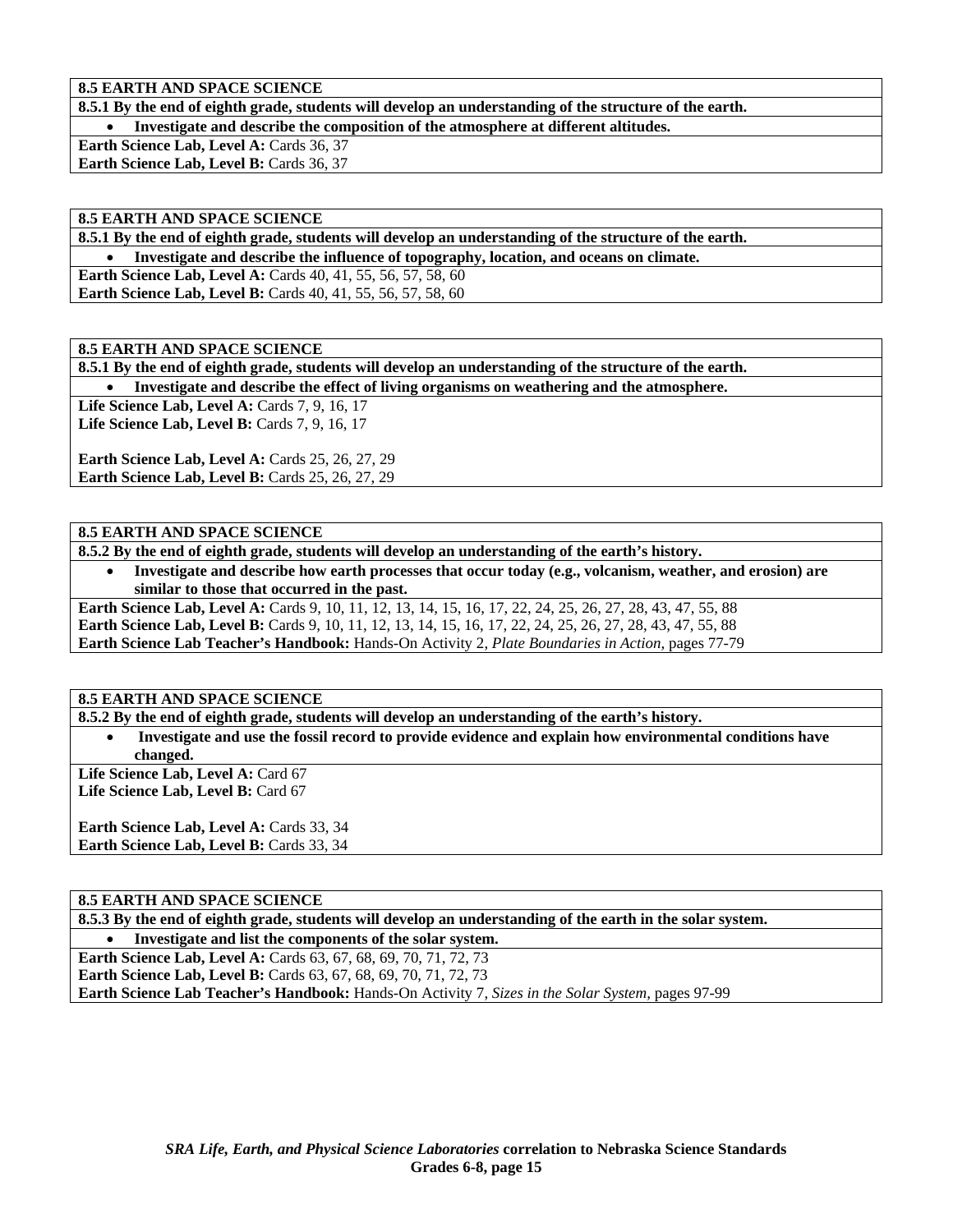**8.5 EARTH AND SPACE SCIENCE**

**8.5.1 By the end of eighth grade, students will develop an understanding of the structure of the earth.**

- **Investigate and describe the composition of the atmosphere at different altitudes.**

**Earth Science Lab, Level A:** Cards 36, 37
**Earth Science Lab, Level B:** Cards 36, 37

**8.5 EARTH AND SPACE SCIENCE**

**8.5.1 By the end of eighth grade, students will develop an understanding of the structure of the earth.**

- **Investigate and describe the influence of topography, location, and oceans on climate.**

**Earth Science Lab, Level A:** Cards 40, 41, 55, 56, 57, 58, 60
**Earth Science Lab, Level B:** Cards 40, 41, 55, 56, 57, 58, 60

**8.5 EARTH AND SPACE SCIENCE**

**8.5.1 By the end of eighth grade, students will develop an understanding of the structure of the earth.**

- **Investigate and describe the effect of living organisms on weathering and the atmosphere.**

**Life Science Lab, Level A:** Cards 7, 9, 16, 17
**Life Science Lab, Level B:** Cards 7, 9, 16, 17

**Earth Science Lab, Level A:** Cards 25, 26, 27, 29
**Earth Science Lab, Level B:** Cards 25, 26, 27, 29

**8.5 EARTH AND SPACE SCIENCE**

**8.5.2 By the end of eighth grade, students will develop an understanding of the earth's history.**

- **Investigate and describe how earth processes that occur today (e.g., volcanism, weather, and erosion) are similar to those that occurred in the past.**

**Earth Science Lab, Level A:** Cards 9, 10, 11, 12, 13, 14, 15, 16, 17, 22, 24, 25, 26, 27, 28, 43, 47, 55, 88
**Earth Science Lab, Level B:** Cards 9, 10, 11, 12, 13, 14, 15, 16, 17, 22, 24, 25, 26, 27, 28, 43, 47, 55, 88
**Earth Science Lab Teacher's Handbook:** Hands-On Activity 2, *Plate Boundaries in Action,* pages 77-79

**8.5 EARTH AND SPACE SCIENCE**

**8.5.2 By the end of eighth grade, students will develop an understanding of the earth's history.**

- **Investigate and use the fossil record to provide evidence and explain how environmental conditions have changed.**

**Life Science Lab, Level A:** Card 67
**Life Science Lab, Level B:** Card 67

**Earth Science Lab, Level A:** Cards 33, 34
**Earth Science Lab, Level B:** Cards 33, 34

**8.5 EARTH AND SPACE SCIENCE**

**8.5.3 By the end of eighth grade, students will develop an understanding of the earth in the solar system.**

- **Investigate and list the components of the solar system.**

**Earth Science Lab, Level A:** Cards 63, 67, 68, 69, 70, 71, 72, 73
**Earth Science Lab, Level B:** Cards 63, 67, 68, 69, 70, 71, 72, 73
**Earth Science Lab Teacher's Handbook:** Hands-On Activity 7, *Sizes in the Solar System,* pages 97-99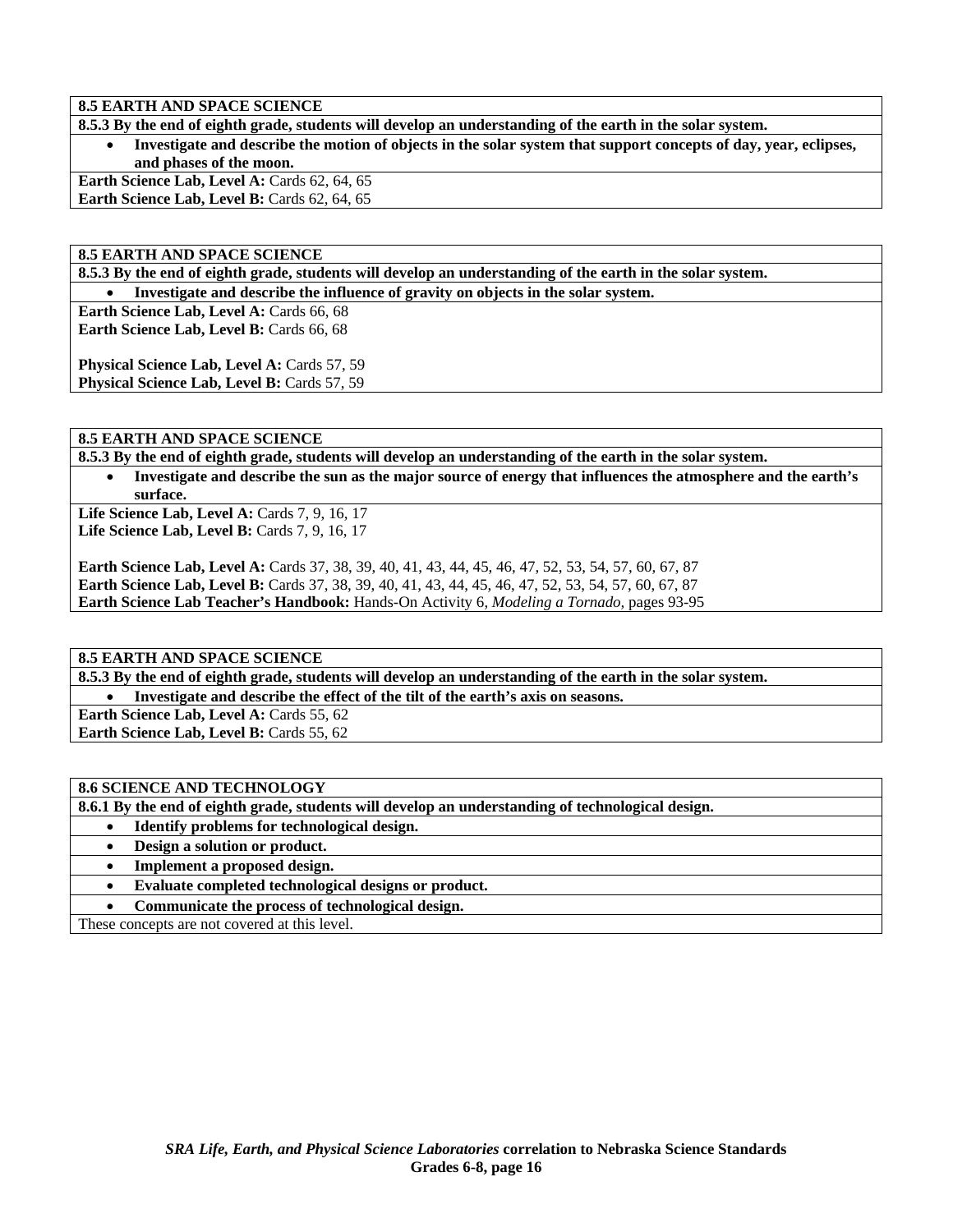**8.5 EARTH AND SPACE SCIENCE**

**8.5.3 By the end of eighth grade, students will develop an understanding of the earth in the solar system.**

- **Investigate and describe the motion of objects in the solar system that support concepts of day, year, eclipses, and phases of the moon.**

**Earth Science Lab, Level A:** Cards 62, 64, 65
**Earth Science Lab, Level B:** Cards 62, 64, 65

**8.5 EARTH AND SPACE SCIENCE**

**8.5.3 By the end of eighth grade, students will develop an understanding of the earth in the solar system.**

- **Investigate and describe the influence of gravity on objects in the solar system.**

**Earth Science Lab, Level A:** Cards 66, 68
**Earth Science Lab, Level B:** Cards 66, 68

**Physical Science Lab, Level A:** Cards 57, 59
**Physical Science Lab, Level B:** Cards 57, 59

**8.5 EARTH AND SPACE SCIENCE**

**8.5.3 By the end of eighth grade, students will develop an understanding of the earth in the solar system.**

- **Investigate and describe the sun as the major source of energy that influences the atmosphere and the earth's surface.**

**Life Science Lab, Level A:** Cards 7, 9, 16, 17
**Life Science Lab, Level B:** Cards 7, 9, 16, 17

**Earth Science Lab, Level A:** Cards 37, 38, 39, 40, 41, 43, 44, 45, 46, 47, 52, 53, 54, 57, 60, 67, 87
**Earth Science Lab, Level B:** Cards 37, 38, 39, 40, 41, 43, 44, 45, 46, 47, 52, 53, 54, 57, 60, 67, 87
**Earth Science Lab Teacher's Handbook:** Hands-On Activity 6, *Modeling a Tornado,* pages 93-95

**8.5 EARTH AND SPACE SCIENCE**

**8.5.3 By the end of eighth grade, students will develop an understanding of the earth in the solar system.**

- **Investigate and describe the effect of the tilt of the earth's axis on seasons.**

**Earth Science Lab, Level A:** Cards 55, 62
**Earth Science Lab, Level B:** Cards 55, 62

**8.6 SCIENCE AND TECHNOLOGY**

**8.6.1 By the end of eighth grade, students will develop an understanding of technological design.**

- **Identify problems for technological design.**
- **Design a solution or product.**
- **Implement a proposed design.**
- **Evaluate completed technological designs or product.**
- **Communicate the process of technological design.**

These concepts are not covered at this level.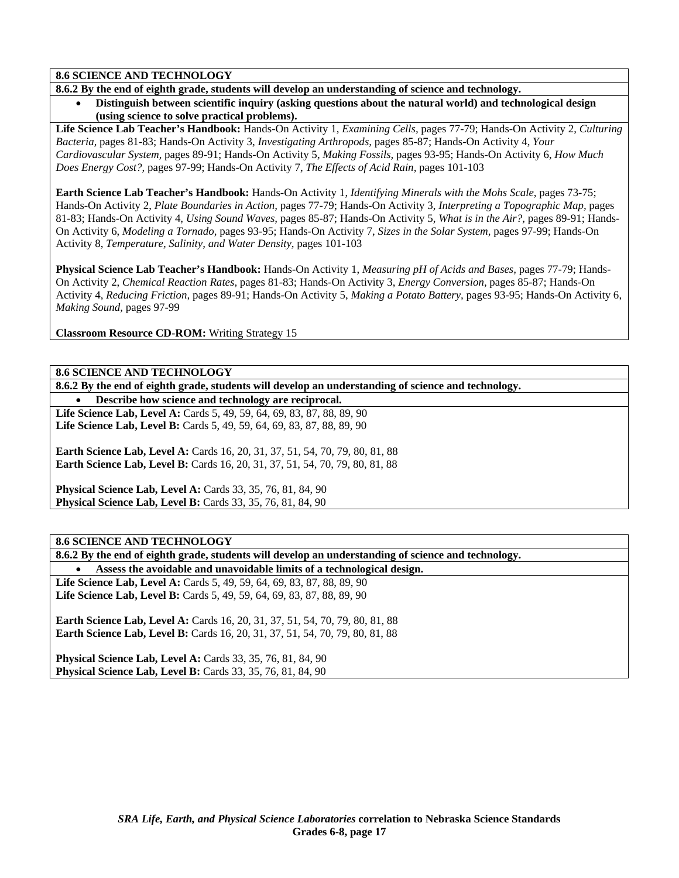**8.6 SCIENCE AND TECHNOLOGY**

**8.6.2 By the end of eighth grade, students will develop an understanding of science and technology.**

- **Distinguish between scientific inquiry (asking questions about the natural world) and technological design (using science to solve practical problems).**

**Life Science Lab Teacher's Handbook:** Hands-On Activity 1, *Examining Cells,* pages 77-79; Hands-On Activity 2, *Culturing Bacteria,* pages 81-83; Hands-On Activity 3, *Investigating Arthropods,* pages 85-87; Hands-On Activity 4, *Your Cardiovascular System,* pages 89-91; Hands-On Activity 5, *Making Fossils,* pages 93-95; Hands-On Activity 6, *How Much Does Energy Cost?,* pages 97-99; Hands-On Activity 7, *The Effects of Acid Rain,* pages 101-103

**Earth Science Lab Teacher's Handbook:** Hands-On Activity 1, *Identifying Minerals with the Mohs Scale*, pages 73-75; Hands-On Activity 2, *Plate Boundaries in Action*, pages 77-79; Hands-On Activity 3, *Interpreting a Topographic Map*, pages 81-83; Hands-On Activity 4, *Using Sound Waves,* pages 85-87; Hands-On Activity 5, *What is in the Air?,* pages 89-91; Hands-On Activity 6, *Modeling a Tornado,* pages 93-95; Hands-On Activity 7, *Sizes in the Solar System,* pages 97-99; Hands-On Activity 8, *Temperature, Salinity, and Water Density*, pages 101-103

**Physical Science Lab Teacher's Handbook:** Hands-On Activity 1, *Measuring pH of Acids and Bases,* pages 77-79; Hands-On Activity 2, *Chemical Reaction Rates,* pages 81-83; Hands-On Activity 3, *Energy Conversion,* pages 85-87; Hands-On Activity 4, *Reducing Friction,* pages 89-91; Hands-On Activity 5, *Making a Potato Battery,* pages 93-95; Hands-On Activity 6, *Making Sound,* pages 97-99

**Classroom Resource CD-ROM:** Writing Strategy 15

**8.6 SCIENCE AND TECHNOLOGY**

**8.6.2 By the end of eighth grade, students will develop an understanding of science and technology.**

- **Describe how science and technology are reciprocal.**

**Life Science Lab, Level A:** Cards 5, 49, 59, 64, 69, 83, 87, 88, 89, 90
**Life Science Lab, Level B:** Cards 5, 49, 59, 64, 69, 83, 87, 88, 89, 90

**Earth Science Lab, Level A:** Cards 16, 20, 31, 37, 51, 54, 70, 79, 80, 81, 88
**Earth Science Lab, Level B:** Cards 16, 20, 31, 37, 51, 54, 70, 79, 80, 81, 88

**Physical Science Lab, Level A:** Cards 33, 35, 76, 81, 84, 90
**Physical Science Lab, Level B:** Cards 33, 35, 76, 81, 84, 90

**8.6 SCIENCE AND TECHNOLOGY**

**8.6.2 By the end of eighth grade, students will develop an understanding of science and technology.**

- **Assess the avoidable and unavoidable limits of a technological design.**

**Life Science Lab, Level A:** Cards 5, 49, 59, 64, 69, 83, 87, 88, 89, 90
**Life Science Lab, Level B:** Cards 5, 49, 59, 64, 69, 83, 87, 88, 89, 90

**Earth Science Lab, Level A:** Cards 16, 20, 31, 37, 51, 54, 70, 79, 80, 81, 88
**Earth Science Lab, Level B:** Cards 16, 20, 31, 37, 51, 54, 70, 79, 80, 81, 88

**Physical Science Lab, Level A:** Cards 33, 35, 76, 81, 84, 90
**Physical Science Lab, Level B:** Cards 33, 35, 76, 81, 84, 90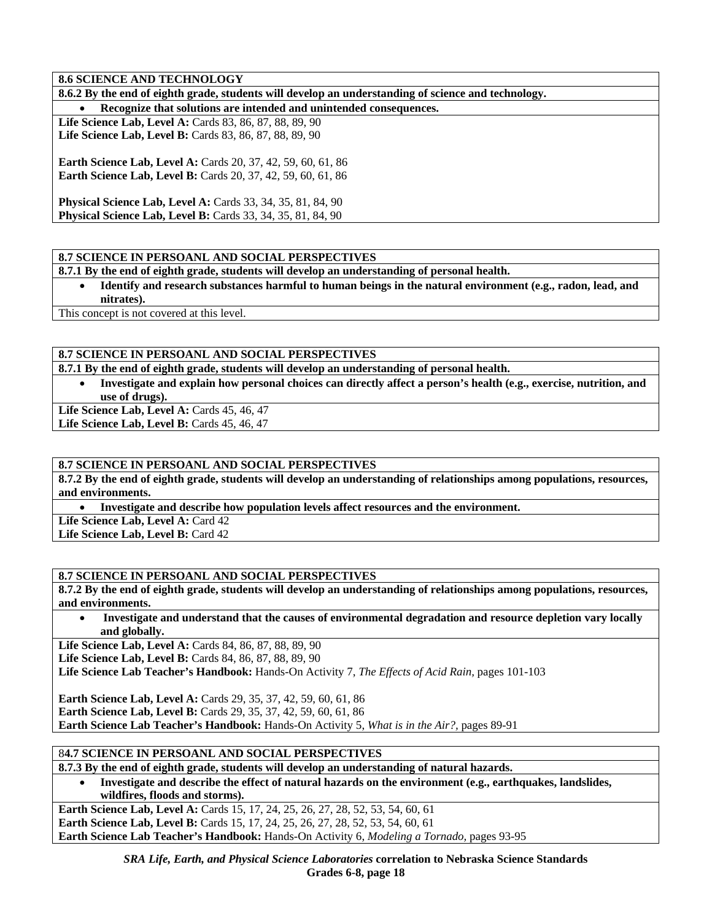**8.6 SCIENCE AND TECHNOLOGY**

**8.6.2 By the end of eighth grade, students will develop an understanding of science and technology.**

- **Recognize that solutions are intended and unintended consequences.**

**Life Science Lab, Level A:** Cards 83, 86, 87, 88, 89, 90
**Life Science Lab, Level B:** Cards 83, 86, 87, 88, 89, 90

**Earth Science Lab, Level A:** Cards 20, 37, 42, 59, 60, 61, 86
**Earth Science Lab, Level B:** Cards 20, 37, 42, 59, 60, 61, 86

**Physical Science Lab, Level A:** Cards 33, 34, 35, 81, 84, 90
**Physical Science Lab, Level B:** Cards 33, 34, 35, 81, 84, 90

**8.7 SCIENCE IN PERSOANL AND SOCIAL PERSPECTIVES**

**8.7.1 By the end of eighth grade, students will develop an understanding of personal health.**

- **Identify and research substances harmful to human beings in the natural environment (e.g., radon, lead, and nitrates).**

This concept is not covered at this level.

**8.7 SCIENCE IN PERSOANL AND SOCIAL PERSPECTIVES**

**8.7.1 By the end of eighth grade, students will develop an understanding of personal health.**

- **Investigate and explain how personal choices can directly affect a person's health (e.g., exercise, nutrition, and use of drugs).**

**Life Science Lab, Level A:** Cards 45, 46, 47
**Life Science Lab, Level B:** Cards 45, 46, 47

**8.7 SCIENCE IN PERSOANL AND SOCIAL PERSPECTIVES**

**8.7.2 By the end of eighth grade, students will develop an understanding of relationships among populations, resources, and environments.**

- **Investigate and describe how population levels affect resources and the environment.**

**Life Science Lab, Level A:** Card 42
**Life Science Lab, Level B:** Card 42

**8.7 SCIENCE IN PERSOANL AND SOCIAL PERSPECTIVES**

**8.7.2 By the end of eighth grade, students will develop an understanding of relationships among populations, resources, and environments.**

- **Investigate and understand that the causes of environmental degradation and resource depletion vary locally and globally.**

**Life Science Lab, Level A:** Cards 84, 86, 87, 88, 89, 90
**Life Science Lab, Level B:** Cards 84, 86, 87, 88, 89, 90
**Life Science Lab Teacher's Handbook:** Hands-On Activity 7, *The Effects of Acid Rain*, pages 101-103

**Earth Science Lab, Level A:** Cards 29, 35, 37, 42, 59, 60, 61, 86
**Earth Science Lab, Level B:** Cards 29, 35, 37, 42, 59, 60, 61, 86
**Earth Science Lab Teacher's Handbook:** Hands-On Activity 5, *What is in the Air?*, pages 89-91

8**4.7 SCIENCE IN PERSOANL AND SOCIAL PERSPECTIVES**

**8.7.3 By the end of eighth grade, students will develop an understanding of natural hazards.**

- **Investigate and describe the effect of natural hazards on the environment (e.g., earthquakes, landslides, wildfires, floods and storms).**

**Earth Science Lab, Level A:** Cards 15, 17, 24, 25, 26, 27, 28, 52, 53, 54, 60, 61
**Earth Science Lab, Level B:** Cards 15, 17, 24, 25, 26, 27, 28, 52, 53, 54, 60, 61
**Earth Science Lab Teacher's Handbook:** Hands-On Activity 6, *Modeling a Tornado*, pages 93-95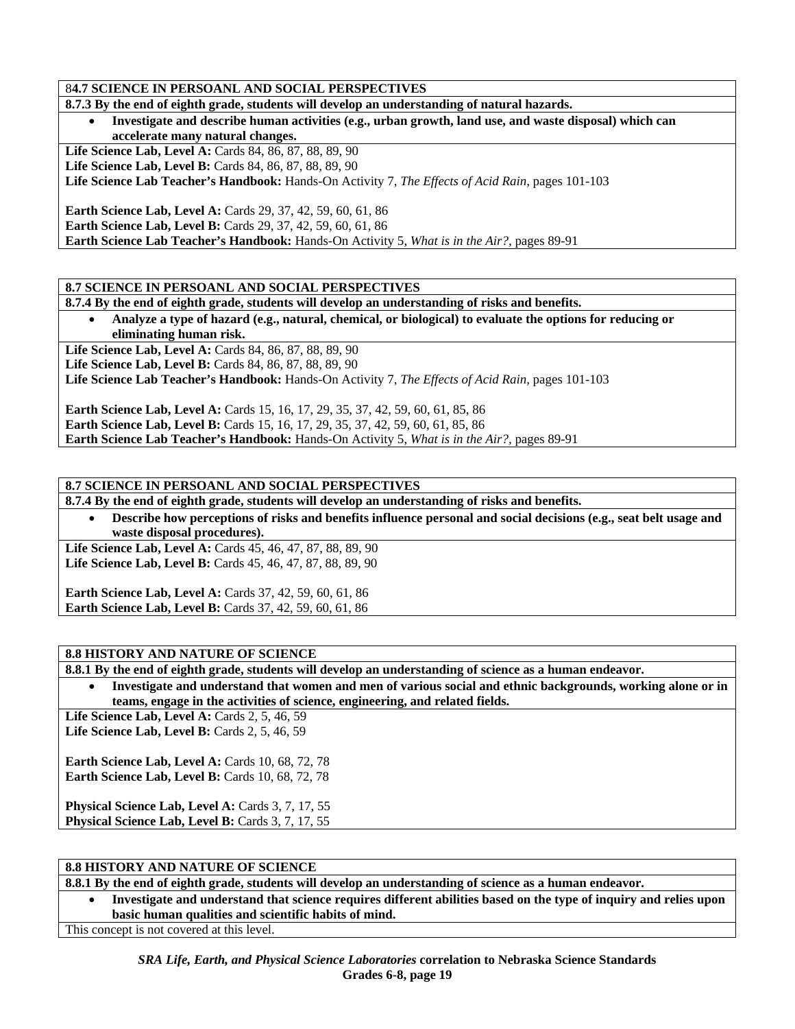**84.7 SCIENCE IN PERSOANL AND SOCIAL PERSPECTIVES**

**8.7.3 By the end of eighth grade, students will develop an understanding of natural hazards.**

- **Investigate and describe human activities (e.g., urban growth, land use, and waste disposal) which can accelerate many natural changes.**

**Life Science Lab, Level A:** Cards 84, 86, 87, 88, 89, 90
**Life Science Lab, Level B:** Cards 84, 86, 87, 88, 89, 90
**Life Science Lab Teacher's Handbook:** Hands-On Activity 7, *The Effects of Acid Rain,* pages 101-103

**Earth Science Lab, Level A:** Cards 29, 37, 42, 59, 60, 61, 86
**Earth Science Lab, Level B:** Cards 29, 37, 42, 59, 60, 61, 86
**Earth Science Lab Teacher's Handbook:** Hands-On Activity 5, *What is in the Air?,* pages 89-91

---

**8.7 SCIENCE IN PERSOANL AND SOCIAL PERSPECTIVES**

**8.7.4 By the end of eighth grade, students will develop an understanding of risks and benefits.**

- **Analyze a type of hazard (e.g., natural, chemical, or biological) to evaluate the options for reducing or eliminating human risk.**

**Life Science Lab, Level A:** Cards 84, 86, 87, 88, 89, 90
**Life Science Lab, Level B:** Cards 84, 86, 87, 88, 89, 90
**Life Science Lab Teacher's Handbook:** Hands-On Activity 7, *The Effects of Acid Rain,* pages 101-103

**Earth Science Lab, Level A:** Cards 15, 16, 17, 29, 35, 37, 42, 59, 60, 61, 85, 86
**Earth Science Lab, Level B:** Cards 15, 16, 17, 29, 35, 37, 42, 59, 60, 61, 85, 86
**Earth Science Lab Teacher's Handbook:** Hands-On Activity 5, *What is in the Air?,* pages 89-91

---

**8.7 SCIENCE IN PERSOANL AND SOCIAL PERSPECTIVES**

**8.7.4 By the end of eighth grade, students will develop an understanding of risks and benefits.**

- **Describe how perceptions of risks and benefits influence personal and social decisions (e.g., seat belt usage and waste disposal procedures).**

**Life Science Lab, Level A:** Cards 45, 46, 47, 87, 88, 89, 90
**Life Science Lab, Level B:** Cards 45, 46, 47, 87, 88, 89, 90

**Earth Science Lab, Level A:** Cards 37, 42, 59, 60, 61, 86
**Earth Science Lab, Level B:** Cards 37, 42, 59, 60, 61, 86

---

**8.8 HISTORY AND NATURE OF SCIENCE**

**8.8.1 By the end of eighth grade, students will develop an understanding of science as a human endeavor.**

- **Investigate and understand that women and men of various social and ethnic backgrounds, working alone or in teams, engage in the activities of science, engineering, and related fields.**

**Life Science Lab, Level A:** Cards 2, 5, 46, 59
**Life Science Lab, Level B:** Cards 2, 5, 46, 59

**Earth Science Lab, Level A:** Cards 10, 68, 72, 78
**Earth Science Lab, Level B:** Cards 10, 68, 72, 78

**Physical Science Lab, Level A:** Cards 3, 7, 17, 55
**Physical Science Lab, Level B:** Cards 3, 7, 17, 55

---

**8.8 HISTORY AND NATURE OF SCIENCE**

**8.8.1 By the end of eighth grade, students will develop an understanding of science as a human endeavor.**

- **Investigate and understand that science requires different abilities based on the type of inquiry and relies upon basic human qualities and scientific habits of mind.**

This concept is not covered at this level.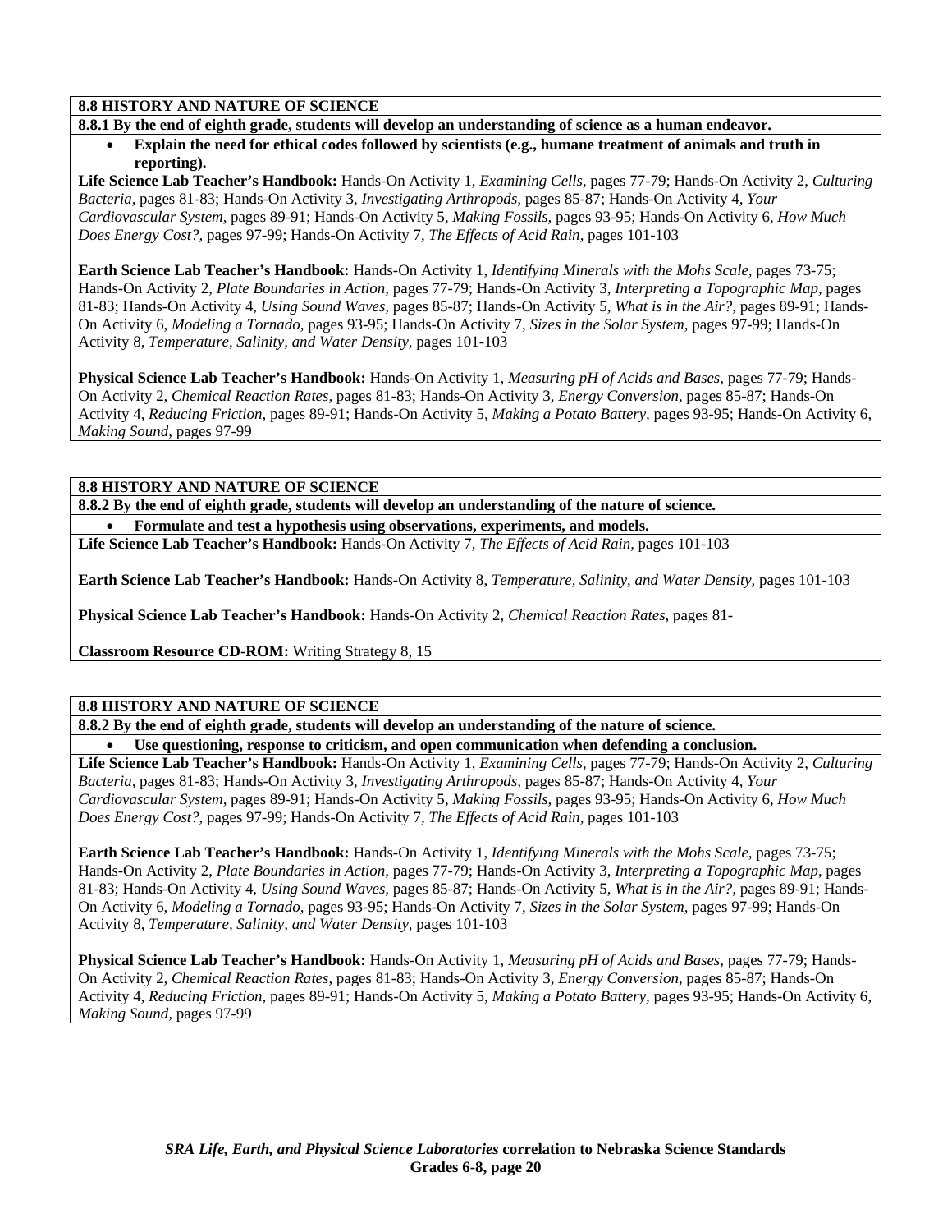**8.8 HISTORY AND NATURE OF SCIENCE**

**8.8.1 By the end of eighth grade, students will develop an understanding of science as a human endeavor.**

- **Explain the need for ethical codes followed by scientists (e.g., humane treatment of animals and truth in reporting).**

**Life Science Lab Teacher's Handbook:** Hands-On Activity 1, *Examining Cells,* pages 77-79; Hands-On Activity 2, *Culturing Bacteria,* pages 81-83; Hands-On Activity 3, *Investigating Arthropods,* pages 85-87; Hands-On Activity 4, *Your Cardiovascular System,* pages 89-91; Hands-On Activity 5, *Making Fossils,* pages 93-95; Hands-On Activity 6, *How Much Does Energy Cost?,* pages 97-99; Hands-On Activity 7, *The Effects of Acid Rain,* pages 101-103

**Earth Science Lab Teacher's Handbook:** Hands-On Activity 1, *Identifying Minerals with the Mohs Scale,* pages 73-75; Hands-On Activity 2, *Plate Boundaries in Action,* pages 77-79; Hands-On Activity 3, *Interpreting a Topographic Map,* pages 81-83; Hands-On Activity 4, *Using Sound Waves,* pages 85-87; Hands-On Activity 5, *What is in the Air?,* pages 89-91; Hands-On Activity 6, *Modeling a Tornado,* pages 93-95; Hands-On Activity 7, *Sizes in the Solar System,* pages 97-99; Hands-On Activity 8, *Temperature, Salinity, and Water Density,* pages 101-103

**Physical Science Lab Teacher's Handbook:** Hands-On Activity 1, *Measuring pH of Acids and Bases,* pages 77-79; Hands-On Activity 2, *Chemical Reaction Rates,* pages 81-83; Hands-On Activity 3, *Energy Conversion,* pages 85-87; Hands-On Activity 4, *Reducing Friction,* pages 89-91; Hands-On Activity 5, *Making a Potato Battery,* pages 93-95; Hands-On Activity 6, *Making Sound,* pages 97-99

**8.8 HISTORY AND NATURE OF SCIENCE**

**8.8.2 By the end of eighth grade, students will develop an understanding of the nature of science.**

- **Formulate and test a hypothesis using observations, experiments, and models.**

**Life Science Lab Teacher's Handbook:** Hands-On Activity 7, *The Effects of Acid Rain,* pages 101-103

**Earth Science Lab Teacher's Handbook:** Hands-On Activity 8, *Temperature, Salinity, and Water Density,* pages 101-103

**Physical Science Lab Teacher's Handbook:** Hands-On Activity 2, *Chemical Reaction Rates,* pages 81-

**Classroom Resource CD-ROM:** Writing Strategy 8, 15

**8.8 HISTORY AND NATURE OF SCIENCE**

**8.8.2 By the end of eighth grade, students will develop an understanding of the nature of science.**

- **Use questioning, response to criticism, and open communication when defending a conclusion.**

**Life Science Lab Teacher's Handbook:** Hands-On Activity 1, *Examining Cells,* pages 77-79; Hands-On Activity 2, *Culturing Bacteria,* pages 81-83; Hands-On Activity 3, *Investigating Arthropods,* pages 85-87; Hands-On Activity 4, *Your Cardiovascular System,* pages 89-91; Hands-On Activity 5, *Making Fossils,* pages 93-95; Hands-On Activity 6, *How Much Does Energy Cost?,* pages 97-99; Hands-On Activity 7, *The Effects of Acid Rain,* pages 101-103

**Earth Science Lab Teacher's Handbook:** Hands-On Activity 1, *Identifying Minerals with the Mohs Scale,* pages 73-75; Hands-On Activity 2, *Plate Boundaries in Action,* pages 77-79; Hands-On Activity 3, *Interpreting a Topographic Map,* pages 81-83; Hands-On Activity 4, *Using Sound Waves,* pages 85-87; Hands-On Activity 5, *What is in the Air?,* pages 89-91; Hands-On Activity 6, *Modeling a Tornado,* pages 93-95; Hands-On Activity 7, *Sizes in the Solar System,* pages 97-99; Hands-On Activity 8, *Temperature, Salinity, and Water Density,* pages 101-103

**Physical Science Lab Teacher's Handbook:** Hands-On Activity 1, *Measuring pH of Acids and Bases,* pages 77-79; Hands-On Activity 2, *Chemical Reaction Rates,* pages 81-83; Hands-On Activity 3, *Energy Conversion,* pages 85-87; Hands-On Activity 4, *Reducing Friction,* pages 89-91; Hands-On Activity 5, *Making a Potato Battery,* pages 93-95; Hands-On Activity 6, *Making Sound,* pages 97-99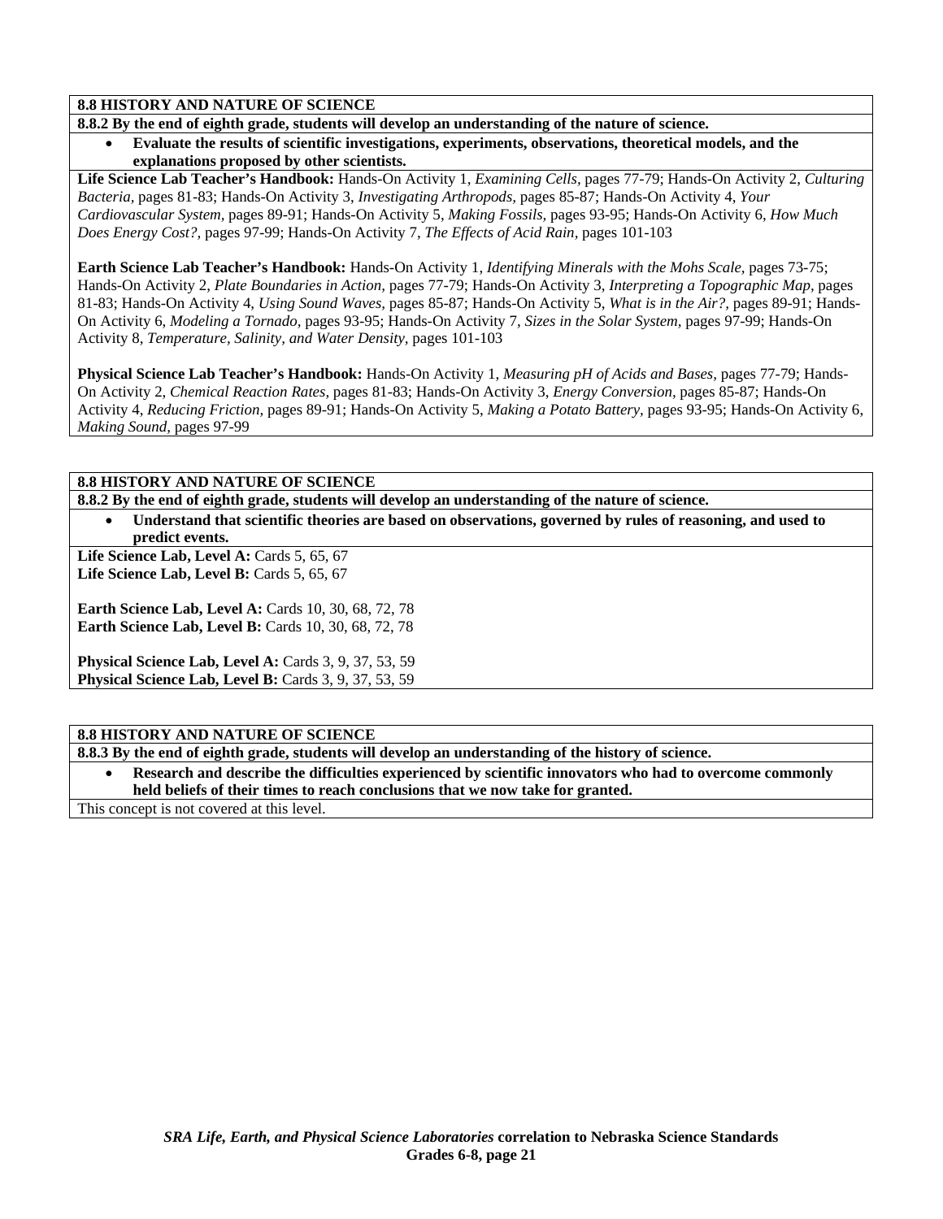**8.8 HISTORY AND NATURE OF SCIENCE**

**8.8.2 By the end of eighth grade, students will develop an understanding of the nature of science.**

- **Evaluate the results of scientific investigations, experiments, observations, theoretical models, and the explanations proposed by other scientists.**

**Life Science Lab Teacher's Handbook:** Hands-On Activity 1, *Examining Cells*, pages 77-79; Hands-On Activity 2, *Culturing Bacteria*, pages 81-83; Hands-On Activity 3, *Investigating Arthropods*, pages 85-87; Hands-On Activity 4, *Your Cardiovascular System*, pages 89-91; Hands-On Activity 5, *Making Fossils*, pages 93-95; Hands-On Activity 6, *How Much Does Energy Cost?*, pages 97-99; Hands-On Activity 7, *The Effects of Acid Rain*, pages 101-103

**Earth Science Lab Teacher's Handbook:** Hands-On Activity 1, *Identifying Minerals with the Mohs Scale*, pages 73-75; Hands-On Activity 2, *Plate Boundaries in Action*, pages 77-79; Hands-On Activity 3, *Interpreting a Topographic Map*, pages 81-83; Hands-On Activity 4, *Using Sound Waves*, pages 85-87; Hands-On Activity 5, *What is in the Air?*, pages 89-91; Hands-On Activity 6, *Modeling a Tornado*, pages 93-95; Hands-On Activity 7, *Sizes in the Solar System*, pages 97-99; Hands-On Activity 8, *Temperature, Salinity, and Water Density*, pages 101-103

**Physical Science Lab Teacher's Handbook:** Hands-On Activity 1, *Measuring pH of Acids and Bases*, pages 77-79; Hands-On Activity 2, *Chemical Reaction Rates*, pages 81-83; Hands-On Activity 3, *Energy Conversion*, pages 85-87; Hands-On Activity 4, *Reducing Friction*, pages 89-91; Hands-On Activity 5, *Making a Potato Battery*, pages 93-95; Hands-On Activity 6, *Making Sound*, pages 97-99

**8.8 HISTORY AND NATURE OF SCIENCE**

**8.8.2 By the end of eighth grade, students will develop an understanding of the nature of science.**

- **Understand that scientific theories are based on observations, governed by rules of reasoning, and used to predict events.**

**Life Science Lab, Level A:** Cards 5, 65, 67
**Life Science Lab, Level B:** Cards 5, 65, 67

**Earth Science Lab, Level A:** Cards 10, 30, 68, 72, 78
**Earth Science Lab, Level B:** Cards 10, 30, 68, 72, 78

**Physical Science Lab, Level A:** Cards 3, 9, 37, 53, 59
**Physical Science Lab, Level B:** Cards 3, 9, 37, 53, 59

**8.8 HISTORY AND NATURE OF SCIENCE**

**8.8.3 By the end of eighth grade, students will develop an understanding of the history of science.**

- **Research and describe the difficulties experienced by scientific innovators who had to overcome commonly held beliefs of their times to reach conclusions that we now take for granted.**

This concept is not covered at this level.